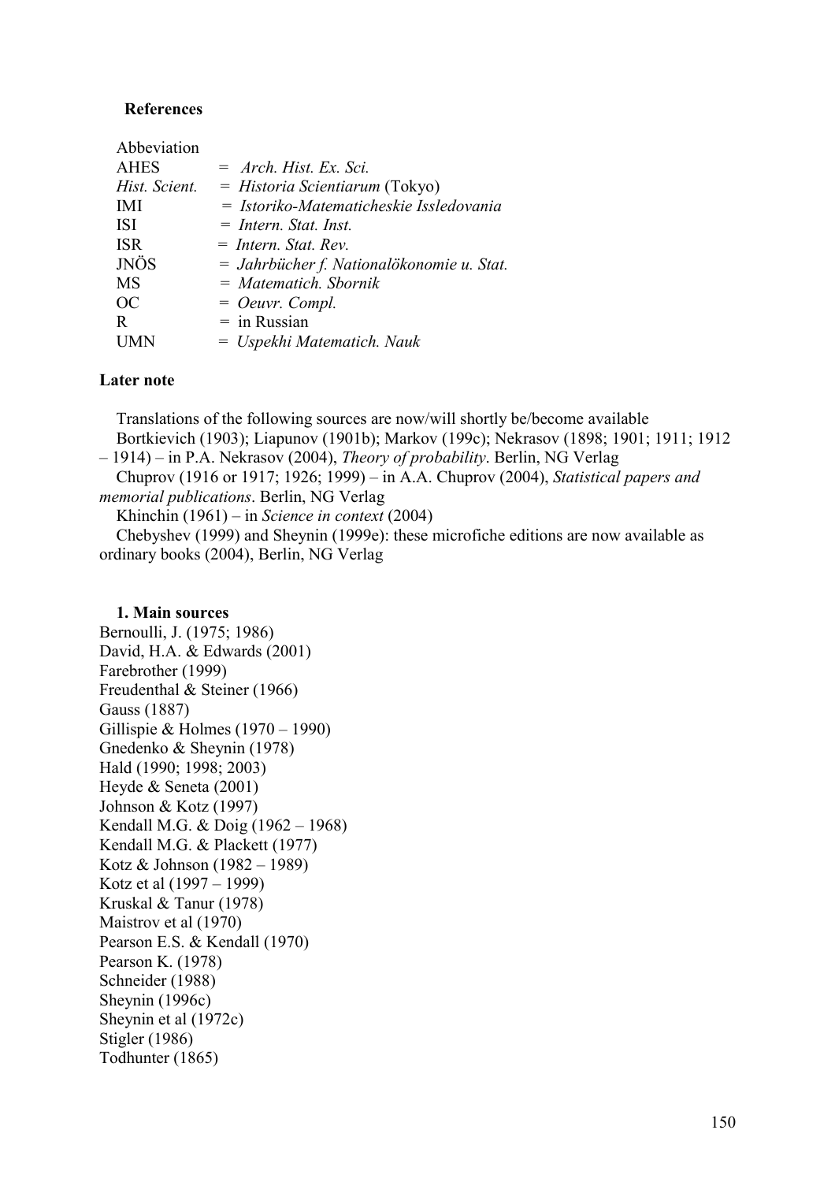**References**

Abbeviation

| | |
|---|---|
| AHES | = *Arch. Hist. Ex. Sci.* |
| *Hist. Scient.* | = *Historia Scientiarum* (Tokyo) |
| IMI | = *Istoriko-Matematicheskie Issledovania* |
| ISI | = *Intern. Stat. Inst.* |
| ISR | = *Intern. Stat. Rev.* |
| JNÖS | = *Jahrbücher f. Nationalökonomie u. Stat.* |
| MS | = *Matematich. Sbornik* |
| OC | = *Oeuvr. Compl.* |
| R | = in Russian |
| UMN | = *Uspekhi Matematich. Nauk* |

**Later note**

Translations of the following sources are now/will shortly be/become available
Bortkievich (1903); Liapunov (1901b); Markov (199c); Nekrasov (1898; 1901; 1911; 1912 – 1914) – in P.A. Nekrasov (2004), *Theory of probability*. Berlin, NG Verlag
Chuprov (1916 or 1917; 1926; 1999) – in A.A. Chuprov (2004), *Statistical papers and memorial publications*. Berlin, NG Verlag
Khinchin (1961) – in *Science in context* (2004)
Chebyshev (1999) and Sheynin (1999e): these microfiche editions are now available as ordinary books (2004), Berlin, NG Verlag

**1. Main sources**

Bernoulli, J. (1975; 1986)
David, H.A. & Edwards (2001)
Farebrother (1999)
Freudenthal & Steiner (1966)
Gauss (1887)
Gillispie & Holmes (1970 – 1990)
Gnedenko & Sheynin (1978)
Hald (1990; 1998; 2003)
Heyde & Seneta (2001)
Johnson & Kotz (1997)
Kendall M.G. & Doig (1962 – 1968)
Kendall M.G. & Plackett (1977)
Kotz & Johnson (1982 – 1989)
Kotz et al (1997 – 1999)
Kruskal & Tanur (1978)
Maistrov et al (1970)
Pearson E.S. & Kendall (1970)
Pearson K. (1978)
Schneider (1988)
Sheynin (1996c)
Sheynin et al (1972c)
Stigler (1986)
Todhunter (1865)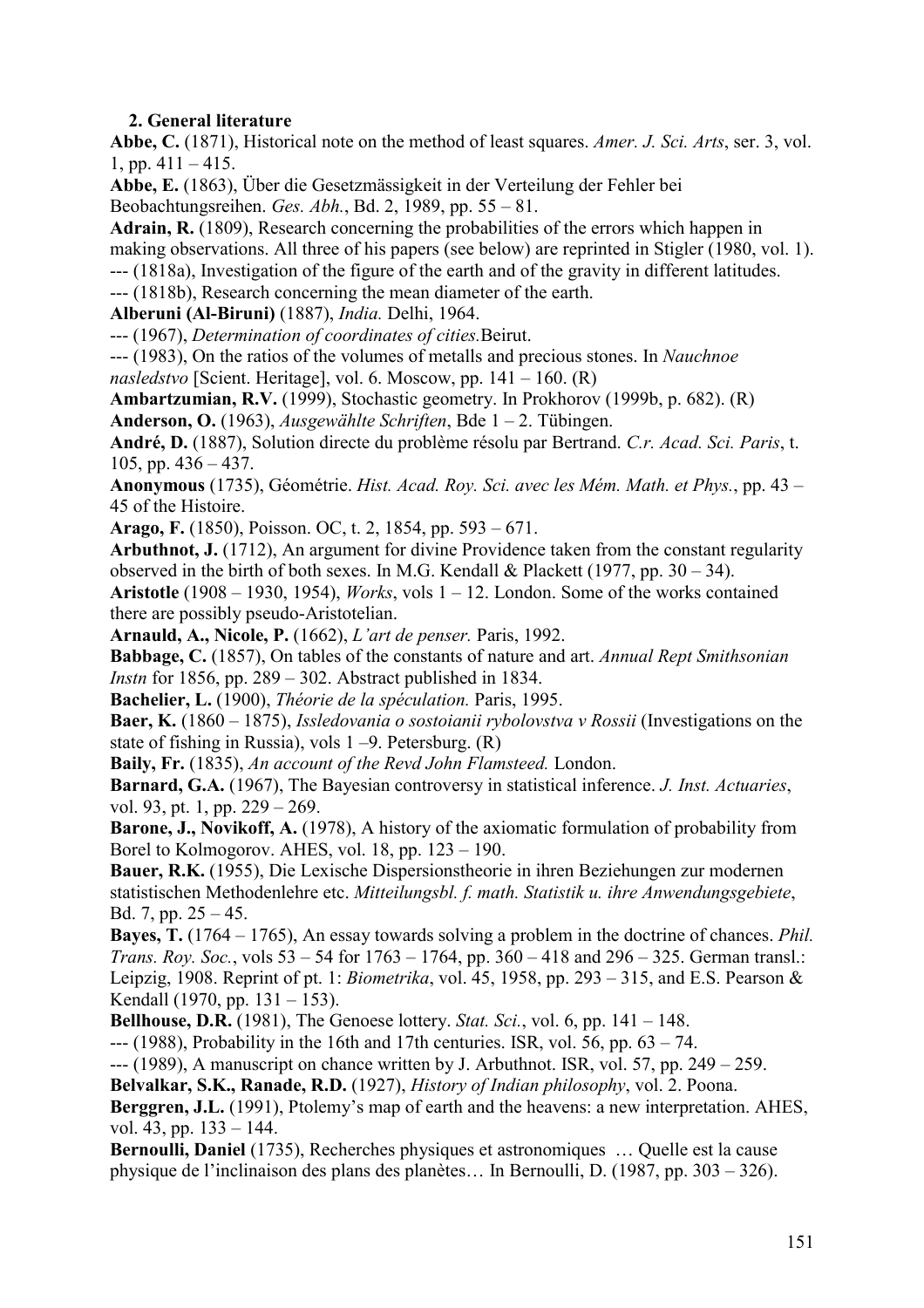## 2. General literature

**Abbe, C.** (1871), Historical note on the method of least squares. *Amer. J. Sci. Arts*, ser. 3, vol. 1, pp. 411 – 415.

**Abbe, E.** (1863), Über die Gesetzmässigkeit in der Verteilung der Fehler bei Beobachtungsreihen. *Ges. Abh.*, Bd. 2, 1989, pp. 55 – 81.

**Adrain, R.** (1809), Research concerning the probabilities of the errors which happen in making observations. All three of his papers (see below) are reprinted in Stigler (1980, vol. 1).

--- (1818a), Investigation of the figure of the earth and of the gravity in different latitudes.

--- (1818b), Research concerning the mean diameter of the earth.

**Alberuni (Al-Biruni)** (1887), *India.* Delhi, 1964.

--- (1967), *Determination of coordinates of cities.* Beirut.

--- (1983), On the ratios of the volumes of metalls and precious stones. In *Nauchnoe nasledstvo* [Scient. Heritage], vol. 6. Moscow, pp. 141 – 160. (R)

**Ambartzumian, R.V.** (1999), Stochastic geometry. In Prokhorov (1999b, p. 682). (R)

**Anderson, O.** (1963), *Ausgewählte Schriften*, Bde 1 – 2. Tübingen.

**André, D.** (1887), Solution directe du problème résolu par Bertrand. *C.r. Acad. Sci. Paris*, t. 105, pp. 436 – 437.

**Anonymous** (1735), Géométrie. *Hist. Acad. Roy. Sci. avec les Mém. Math. et Phys.*, pp. 43 – 45 of the Histoire.

**Arago, F.** (1850), Poisson. OC, t. 2, 1854, pp. 593 – 671.

**Arbuthnot, J.** (1712), An argument for divine Providence taken from the constant regularity observed in the birth of both sexes. In M.G. Kendall & Plackett (1977, pp. 30 – 34).

**Aristotle** (1908 – 1930, 1954), *Works*, vols 1 – 12. London. Some of the works contained there are possibly pseudo-Aristotelian.

**Arnauld, A., Nicole, P.** (1662), *L'art de penser.* Paris, 1992.

**Babbage, C.** (1857), On tables of the constants of nature and art. *Annual Rept Smithsonian Instn* for 1856, pp. 289 – 302. Abstract published in 1834.

**Bachelier, L.** (1900), *Théorie de la spéculation.* Paris, 1995.

**Baer, K.** (1860 – 1875), *Issledovania o sostoianii rybolovstva v Rossii* (Investigations on the state of fishing in Russia), vols 1 –9. Petersburg. (R)

**Baily, Fr.** (1835), *An account of the Revd John Flamsteed.* London.

**Barnard, G.A.** (1967), The Bayesian controversy in statistical inference. *J. Inst. Actuaries*, vol. 93, pt. 1, pp. 229 – 269.

**Barone, J., Novikoff, A.** (1978), A history of the axiomatic formulation of probability from Borel to Kolmogorov. AHES, vol. 18, pp. 123 – 190.

**Bauer, R.K.** (1955), Die Lexische Dispersionstheorie in ihren Beziehungen zur modernen statistischen Methodenlehre etc. *Mitteilungsbl. f. math. Statistik u. ihre Anwendungsgebiete*, Bd. 7, pp. 25 – 45.

**Bayes, T.** (1764 – 1765), An essay towards solving a problem in the doctrine of chances. *Phil. Trans. Roy. Soc.*, vols 53 – 54 for 1763 – 1764, pp. 360 – 418 and 296 – 325. German transl.: Leipzig, 1908. Reprint of pt. 1: *Biometrika*, vol. 45, 1958, pp. 293 – 315, and E.S. Pearson & Kendall (1970, pp. 131 – 153).

**Bellhouse, D.R.** (1981), The Genoese lottery. *Stat. Sci.*, vol. 6, pp. 141 – 148.

--- (1988), Probability in the 16th and 17th centuries. ISR, vol. 56, pp. 63 – 74.

--- (1989), A manuscript on chance written by J. Arbuthnot. ISR, vol. 57, pp. 249 – 259.

**Belvalkar, S.K., Ranade, R.D.** (1927), *History of Indian philosophy*, vol. 2. Poona.

**Berggren, J.L.** (1991), Ptolemy's map of earth and the heavens: a new interpretation. AHES, vol. 43, pp. 133 – 144.

**Bernoulli, Daniel** (1735), Recherches physiques et astronomiques … Quelle est la cause physique de l'inclinaison des plans des planètes… In Bernoulli, D. (1987, pp. 303 – 326).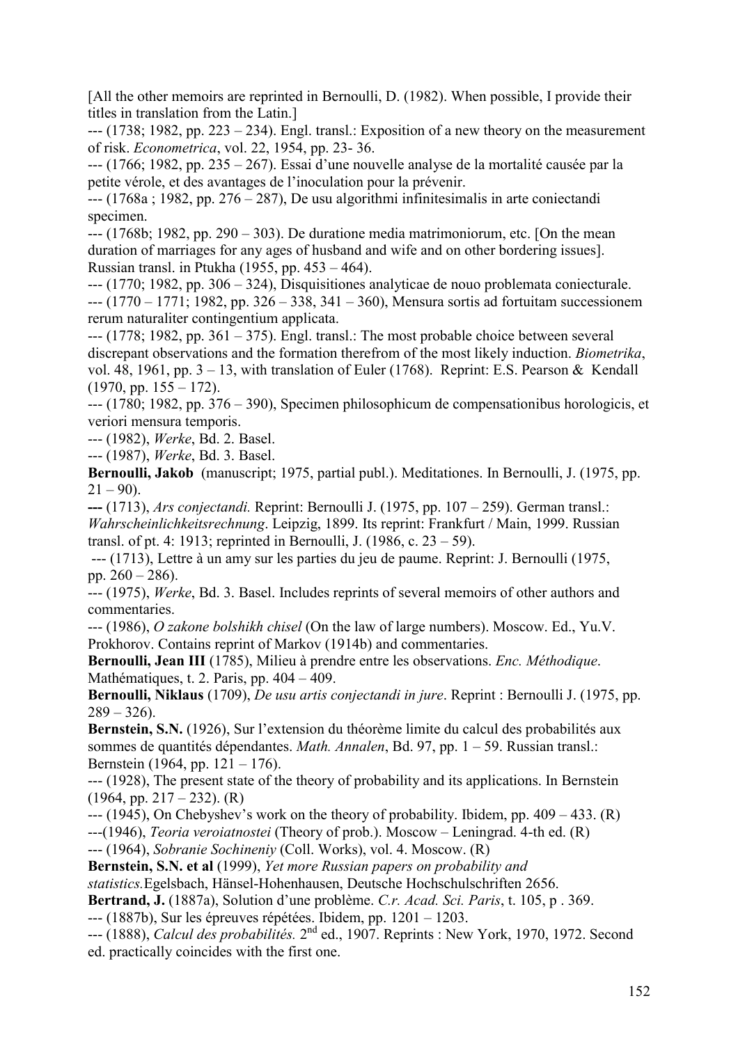[All the other memoirs are reprinted in Bernoulli, D. (1982). When possible, I provide their titles in translation from the Latin.]

--- (1738; 1982, pp. 223 – 234). Engl. transl.: Exposition of a new theory on the measurement of risk. *Econometrica*, vol. 22, 1954, pp. 23- 36.

--- (1766; 1982, pp. 235 – 267). Essai d'une nouvelle analyse de la mortalité causée par la petite vérole, et des avantages de l'inoculation pour la prévenir.

--- (1768a ; 1982, pp. 276 – 287), De usu algorithmi infinitesimalis in arte coniectandi specimen.

--- (1768b; 1982, pp. 290 – 303). De duratione media matrimoniorum, etc. [On the mean duration of marriages for any ages of husband and wife and on other bordering issues]. Russian transl. in Ptukha (1955, pp. 453 – 464).

--- (1770; 1982, pp. 306 – 324), Disquisitiones analyticae de nouo problemata coniecturale.

--- (1770 – 1771; 1982, pp. 326 – 338, 341 – 360), Mensura sortis ad fortuitam successionem rerum naturaliter contingentium applicata.

--- (1778; 1982, pp. 361 – 375). Engl. transl.: The most probable choice between several discrepant observations and the formation therefrom of the most likely induction. *Biometrika*, vol. 48, 1961, pp. 3 – 13, with translation of Euler (1768). Reprint: E.S. Pearson & Kendall (1970, pp. 155 – 172).

--- (1780; 1982, pp. 376 – 390), Specimen philosophicum de compensationibus horologicis, et veriori mensura temporis.

--- (1982), *Werke*, Bd. 2. Basel.

--- (1987), *Werke*, Bd. 3. Basel.

**Bernoulli, Jakob** (manuscript; 1975, partial publ.). Meditationes. In Bernoulli, J. (1975, pp. 21 – 90).

**---** (1713), *Ars conjectandi.* Reprint: Bernoulli J. (1975, pp. 107 – 259). German transl.: *Wahrscheinlichkeitsrechnung*. Leipzig, 1899. Its reprint: Frankfurt / Main, 1999. Russian transl. of pt. 4: 1913; reprinted in Bernoulli, J. (1986, c. 23 – 59).

--- (1713), Lettre à un amy sur les parties du jeu de paume. Reprint: J. Bernoulli (1975, pp. 260 – 286).

--- (1975), *Werke*, Bd. 3. Basel. Includes reprints of several memoirs of other authors and commentaries.

--- (1986), *O zakone bolshikh chisel* (On the law of large numbers). Moscow. Ed., Yu.V. Prokhorov. Contains reprint of Markov (1914b) and commentaries.

**Bernoulli, Jean III** (1785), Milieu à prendre entre les observations. *Enc. Méthodique*. Mathématiques, t. 2. Paris, pp. 404 – 409.

**Bernoulli, Niklaus** (1709), *De usu artis conjectandi in jure*. Reprint : Bernoulli J. (1975, pp. 289 – 326).

**Bernstein, S.N.** (1926), Sur l'extension du théorème limite du calcul des probabilités aux sommes de quantités dépendantes. *Math. Annalen*, Bd. 97, pp. 1 – 59. Russian transl.: Bernstein (1964, pp. 121 – 176).

--- (1928), The present state of the theory of probability and its applications. In Bernstein (1964, pp. 217 – 232). (R)

--- (1945), On Chebyshev's work on the theory of probability. Ibidem, pp. 409 – 433. (R)

---(1946), *Teoria veroiatnostei* (Theory of prob.). Moscow – Leningrad. 4-th ed. (R)

--- (1964), *Sobranie Sochineniy* (Coll. Works), vol. 4. Moscow. (R)

**Bernstein, S.N. et al** (1999), *Yet more Russian papers on probability and statistics.*Egelsbach, Hänsel-Hohenhausen, Deutsche Hochschulschriften 2656.

**Bertrand, J.** (1887a), Solution d'une problème. *C.r. Acad. Sci. Paris*, t. 105, p . 369.

--- (1887b), Sur les épreuves répétées. Ibidem, pp. 1201 – 1203.

--- (1888), *Calcul des probabilités.* 2nd ed., 1907. Reprints : New York, 1970, 1972. Second ed. practically coincides with the first one.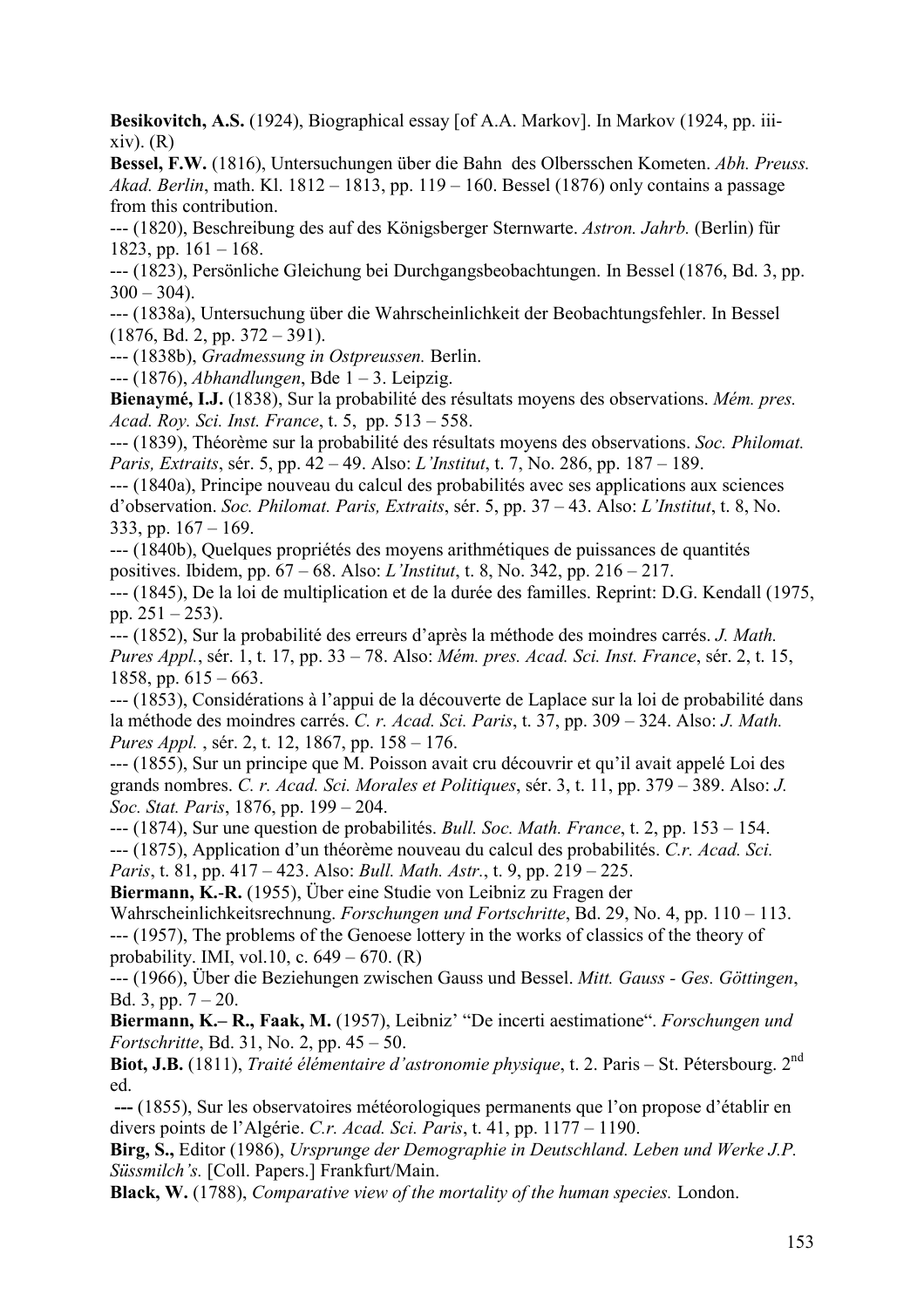**Besikovitch, A.S.** (1924), Biographical essay [of A.A. Markov]. In Markov (1924, pp. iii-xiv). (R)

**Bessel, F.W.** (1816), Untersuchungen über die Bahn des Olbersschen Kometen. *Abh. Preuss. Akad. Berlin*, math. Kl. 1812 – 1813, pp. 119 – 160. Bessel (1876) only contains a passage from this contribution.

--- (1820), Beschreibung des auf des Königsberger Sternwarte. *Astron. Jahrb.* (Berlin) für 1823, pp. 161 – 168.

--- (1823), Persönliche Gleichung bei Durchgangsbeobachtungen. In Bessel (1876, Bd. 3, pp. 300 – 304).

--- (1838a), Untersuchung über die Wahrscheinlichkeit der Beobachtungsfehler. In Bessel (1876, Bd. 2, pp. 372 – 391).

--- (1838b), *Gradmessung in Ostpreussen.* Berlin.

--- (1876), *Abhandlungen*, Bde 1 – 3. Leipzig.

**Bienaymé, I.J.** (1838), Sur la probabilité des résultats moyens des observations. *Mém. pres. Acad. Roy. Sci. Inst. France*, t. 5, pp. 513 – 558.

--- (1839), Théorème sur la probabilité des résultats moyens des observations. *Soc. Philomat. Paris, Extraits*, sér. 5, pp. 42 – 49. Also: *L'Institut*, t. 7, No. 286, pp. 187 – 189.

--- (1840a), Principe nouveau du calcul des probabilités avec ses applications aux sciences d'observation. *Soc. Philomat. Paris, Extraits*, sér. 5, pp. 37 – 43. Also: *L'Institut*, t. 8, No. 333, pp. 167 – 169.

--- (1840b), Quelques propriétés des moyens arithmétiques de puissances de quantités positives. Ibidem, pp. 67 – 68. Also: *L'Institut*, t. 8, No. 342, pp. 216 – 217.

--- (1845), De la loi de multiplication et de la durée des familles. Reprint: D.G. Kendall (1975, pp. 251 – 253).

--- (1852), Sur la probabilité des erreurs d'après la méthode des moindres carrés. *J. Math. Pures Appl.*, sér. 1, t. 17, pp. 33 – 78. Also: *Mém. pres. Acad. Sci. Inst. France*, sér. 2, t. 15, 1858, pp. 615 – 663.

--- (1853), Considérations à l'appui de la découverte de Laplace sur la loi de probabilité dans la méthode des moindres carrés. *C. r. Acad. Sci. Paris*, t. 37, pp. 309 – 324. Also: *J. Math. Pures Appl.* , sér. 2, t. 12, 1867, pp. 158 – 176.

--- (1855), Sur un principe que M. Poisson avait cru découvrir et qu'il avait appelé Loi des grands nombres. *C. r. Acad. Sci. Morales et Politiques*, sér. 3, t. 11, pp. 379 – 389. Also: *J. Soc. Stat. Paris*, 1876, pp. 199 – 204.

--- (1874), Sur une question de probabilités. *Bull. Soc. Math. France*, t. 2, pp. 153 – 154.

--- (1875), Application d'un théorème nouveau du calcul des probabilités. *C.r. Acad. Sci. Paris*, t. 81, pp. 417 – 423. Also: *Bull. Math. Astr.*, t. 9, pp. 219 – 225.

**Biermann, K.-R.** (1955), Über eine Studie von Leibniz zu Fragen der Wahrscheinlichkeitsrechnung. *Forschungen und Fortschritte*, Bd. 29, No. 4, pp. 110 – 113.

--- (1957), The problems of the Genoese lottery in the works of classics of the theory of probability. IMI, vol.10, c. 649 – 670. (R)

--- (1966), Über die Beziehungen zwischen Gauss und Bessel. *Mitt. Gauss - Ges. Göttingen*, Bd. 3, pp. 7 – 20.

**Biermann, K.– R., Faak, M.** (1957), Leibniz' "De incerti aestimatione". *Forschungen und Fortschritte*, Bd. 31, No. 2, pp. 45 – 50.

**Biot, J.B.** (1811), *Traité élémentaire d'astronomie physique*, t. 2. Paris – St. Pétersbourg. 2nd ed.

**---** (1855), Sur les observatoires météorologiques permanents que l'on propose d'établir en divers points de l'Algérie. *C.r. Acad. Sci. Paris*, t. 41, pp. 1177 – 1190.

**Birg, S.,** Editor (1986), *Ursprunge der Demographie in Deutschland. Leben und Werke J.P. Süssmilch's.* [Coll. Papers.] Frankfurt/Main.

**Black, W.** (1788), *Comparative view of the mortality of the human species.* London.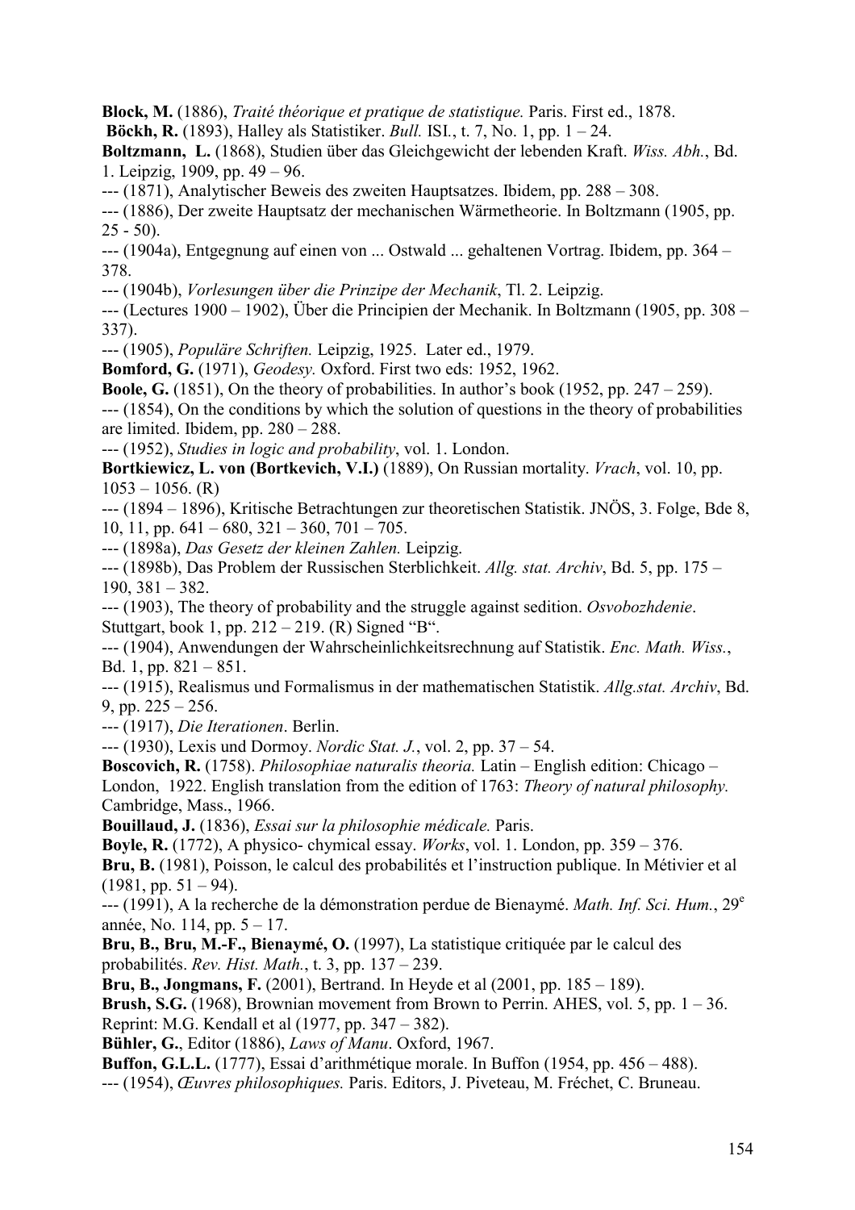**Block, M.** (1886), *Traité théorique et pratique de statistique.* Paris. First ed., 1878.

**Böckh, R.** (1893), Halley als Statistiker. *Bull.* ISI., t. 7, No. 1, pp. 1 – 24.

**Boltzmann, L.** (1868), Studien über das Gleichgewicht der lebenden Kraft. *Wiss. Abh.*, Bd. 1. Leipzig, 1909, pp. 49 – 96.

--- (1871), Analytischer Beweis des zweiten Hauptsatzes. Ibidem, pp. 288 – 308.

--- (1886), Der zweite Hauptsatz der mechanischen Wärmetheorie. In Boltzmann (1905, pp. 25 - 50).

--- (1904a), Entgegnung auf einen von ... Ostwald ... gehaltenen Vortrag. Ibidem, pp. 364 – 378.

--- (1904b), *Vorlesungen über die Prinzipe der Mechanik*, Tl. 2. Leipzig.

--- (Lectures 1900 – 1902), Über die Principien der Mechanik. In Boltzmann (1905, pp. 308 – 337).

--- (1905), *Populäre Schriften.* Leipzig, 1925. Later ed., 1979.

**Bomford, G.** (1971), *Geodesy.* Oxford. First two eds: 1952, 1962.

**Boole, G.** (1851), On the theory of probabilities. In author's book (1952, pp. 247 – 259).

--- (1854), On the conditions by which the solution of questions in the theory of probabilities are limited. Ibidem, pp. 280 – 288.

--- (1952), *Studies in logic and probability*, vol. 1. London.

**Bortkiewicz, L. von (Bortkevich, V.I.)** (1889), On Russian mortality. *Vrach*, vol. 10, pp. 1053 – 1056. (R)

--- (1894 – 1896), Kritische Betrachtungen zur theoretischen Statistik. JNÖS, 3. Folge, Bde 8, 10, 11, pp. 641 – 680, 321 – 360, 701 – 705.

--- (1898a), *Das Gesetz der kleinen Zahlen.* Leipzig.

--- (1898b), Das Problem der Russischen Sterblichkeit. *Allg. stat. Archiv*, Bd. 5, pp. 175 – 190, 381 – 382.

--- (1903), The theory of probability and the struggle against sedition. *Osvobozhdenie*. Stuttgart, book 1, pp. 212 – 219. (R) Signed "B".

--- (1904), Anwendungen der Wahrscheinlichkeitsrechnung auf Statistik. *Enc. Math. Wiss.*, Bd. 1, pp. 821 – 851.

--- (1915), Realismus und Formalismus in der mathematischen Statistik. *Allg.stat. Archiv*, Bd. 9, pp. 225 – 256.

--- (1917), *Die Iterationen*. Berlin.

--- (1930), Lexis und Dormoy. *Nordic Stat. J.*, vol. 2, pp. 37 – 54.

**Boscovich, R.** (1758). *Philosophiae naturalis theoria.* Latin – English edition: Chicago – London, 1922. English translation from the edition of 1763: *Theory of natural philosophy.* Cambridge, Mass., 1966.

**Bouillaud, J.** (1836), *Essai sur la philosophie médicale.* Paris.

**Boyle, R.** (1772), A physico- chymical essay. *Works*, vol. 1. London, pp. 359 – 376.

**Bru, B.** (1981), Poisson, le calcul des probabilités et l'instruction publique. In Métivier et al (1981, pp. 51 – 94).

--- (1991), A la recherche de la démonstration perdue de Bienaymé. *Math. Inf. Sci. Hum.*, 29[e] année, No. 114, pp. 5 – 17.

**Bru, B., Bru, M.-F., Bienaymé, O.** (1997), La statistique critiquée par le calcul des probabilités. *Rev. Hist. Math.*, t. 3, pp. 137 – 239.

**Bru, B., Jongmans, F.** (2001), Bertrand. In Heyde et al (2001, pp. 185 – 189).

**Brush, S.G.** (1968), Brownian movement from Brown to Perrin. AHES, vol. 5, pp. 1 – 36. Reprint: M.G. Kendall et al (1977, pp. 347 – 382).

**Bühler, G.**, Editor (1886), *Laws of Manu*. Oxford, 1967.

**Buffon, G.L.L.** (1777), Essai d'arithmétique morale. In Buffon (1954, pp. 456 – 488).

--- (1954), *Œuvres philosophiques.* Paris. Editors, J. Piveteau, M. Fréchet, C. Bruneau.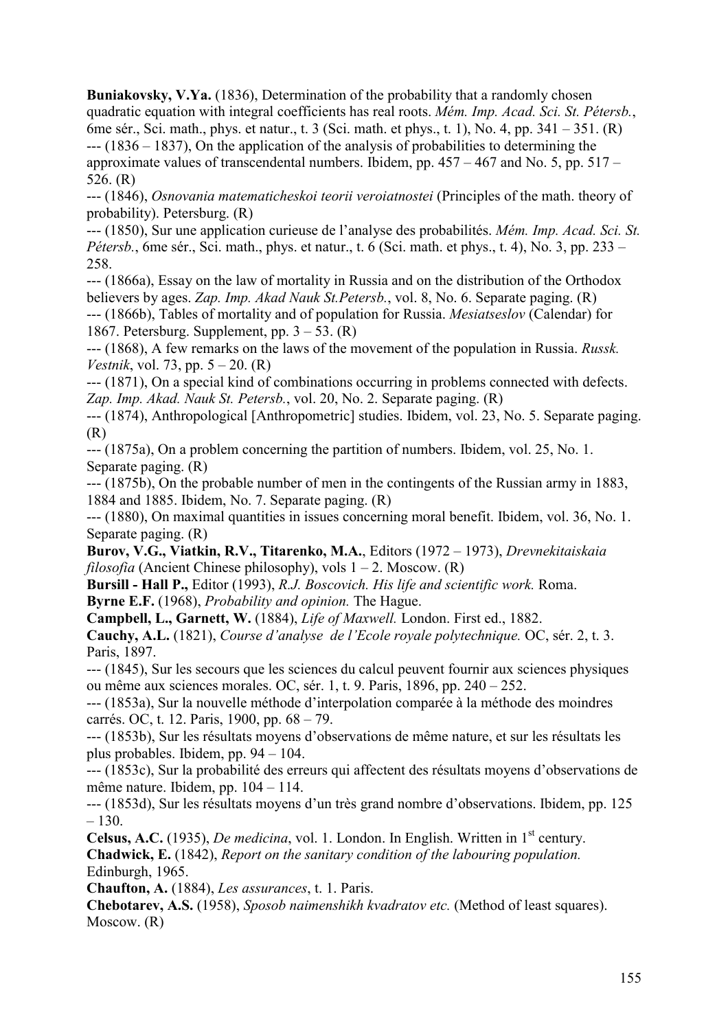**Buniakovsky, V.Ya.** (1836), Determination of the probability that a randomly chosen quadratic equation with integral coefficients has real roots. *Mém. Imp. Acad. Sci. St. Pétersb.*, 6me sér., Sci. math., phys. et natur., t. 3 (Sci. math. et phys., t. 1), No. 4, pp. 341 – 351. (R)

--- (1836 – 1837), On the application of the analysis of probabilities to determining the approximate values of transcendental numbers. Ibidem, pp. 457 – 467 and No. 5, pp. 517 – 526. (R)

--- (1846), *Osnovania matematicheskoi teorii veroiatnostei* (Principles of the math. theory of probability). Petersburg. (R)

--- (1850), Sur une application curieuse de l'analyse des probabilités. *Mém. Imp. Acad. Sci. St. Pétersb.*, 6me sér., Sci. math., phys. et natur., t. 6 (Sci. math. et phys., t. 4), No. 3, pp. 233 – 258.

--- (1866a), Essay on the law of mortality in Russia and on the distribution of the Orthodox believers by ages. *Zap. Imp. Akad Nauk St.Petersb.*, vol. 8, No. 6. Separate paging. (R)

--- (1866b), Tables of mortality and of population for Russia. *Mesiatseslov* (Calendar) for 1867. Petersburg. Supplement, pp. 3 – 53. (R)

--- (1868), A few remarks on the laws of the movement of the population in Russia. *Russk. Vestnik*, vol. 73, pp. 5 – 20. (R)

--- (1871), On a special kind of combinations occurring in problems connected with defects. *Zap. Imp. Akad. Nauk St. Petersb.*, vol. 20, No. 2. Separate paging. (R)

--- (1874), Anthropological [Anthropometric] studies. Ibidem, vol. 23, No. 5. Separate paging. (R)

--- (1875a), On a problem concerning the partition of numbers. Ibidem, vol. 25, No. 1. Separate paging. (R)

--- (1875b), On the probable number of men in the contingents of the Russian army in 1883, 1884 and 1885. Ibidem, No. 7. Separate paging. (R)

--- (1880), On maximal quantities in issues concerning moral benefit. Ibidem, vol. 36, No. 1. Separate paging. (R)

**Burov, V.G., Viatkin, R.V., Titarenko, M.A.**, Editors (1972 – 1973), *Drevnekitaiskaia filosofia* (Ancient Chinese philosophy), vols 1 – 2. Moscow. (R)

**Bursill - Hall P.,** Editor (1993), *R.J. Boscovich. His life and scientific work.* Roma.

**Byrne E.F.** (1968), *Probability and opinion.* The Hague.

**Campbell, L., Garnett, W.** (1884), *Life of Maxwell.* London. First ed., 1882.

**Cauchy, A.L.** (1821), *Course d'analyse de l'Ecole royale polytechnique.* OC, sér. 2, t. 3. Paris, 1897.

--- (1845), Sur les secours que les sciences du calcul peuvent fournir aux sciences physiques ou même aux sciences morales. OC, sér. 1, t. 9. Paris, 1896, pp. 240 – 252.

--- (1853a), Sur la nouvelle méthode d'interpolation comparée à la méthode des moindres carrés. OC, t. 12. Paris, 1900, pp. 68 – 79.

--- (1853b), Sur les résultats moyens d'observations de même nature, et sur les résultats les plus probables. Ibidem, pp. 94 – 104.

--- (1853c), Sur la probabilité des erreurs qui affectent des résultats moyens d'observations de même nature. Ibidem, pp. 104 – 114.

--- (1853d), Sur les résultats moyens d'un très grand nombre d'observations. Ibidem, pp. 125 – 130.

**Celsus, A.C.** (1935), *De medicina*, vol. 1. London. In English. Written in 1st century.

**Chadwick, E.** (1842), *Report on the sanitary condition of the labouring population.* Edinburgh, 1965.

**Chaufton, A.** (1884), *Les assurances*, t. 1. Paris.

**Chebotarev, A.S.** (1958), *Sposob naimenshikh kvadratov etc.* (Method of least squares). Moscow. (R)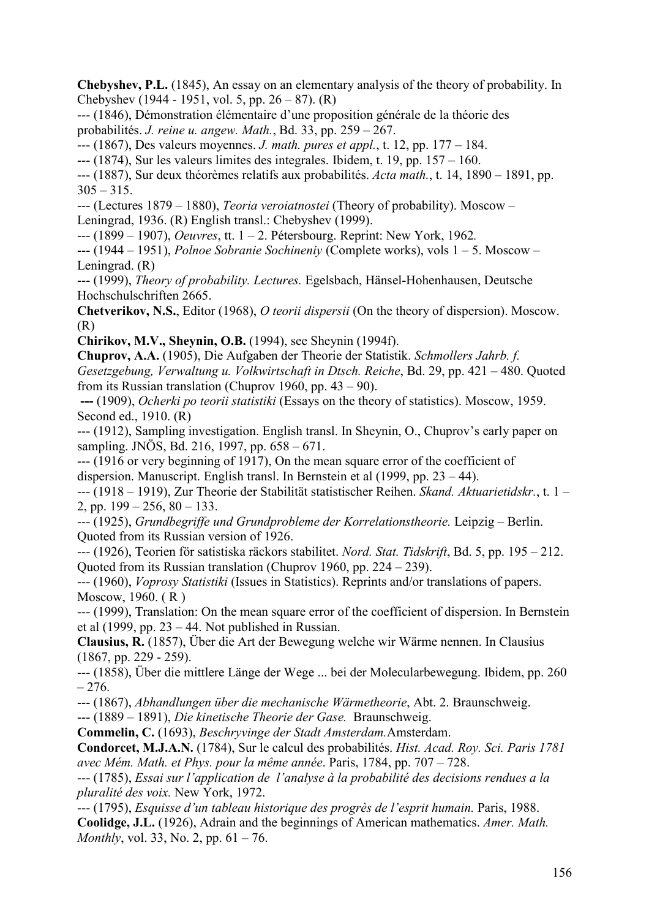**Chebyshev, P.L.** (1845), An essay on an elementary analysis of the theory of probability. In Chebyshev (1944 - 1951, vol. 5, pp. 26 – 87). (R)

--- (1846), Démonstration élémentaire d'une proposition générale de la théorie des probabilités. *J. reine u. angew. Math.*, Bd. 33, pp. 259 – 267.

--- (1867), Des valeurs moyennes. *J. math. pures et appl.*, t. 12, pp. 177 – 184.

--- (1874), Sur les valeurs limites des integrales. Ibidem, t. 19, pp. 157 – 160.

--- (1887), Sur deux théorèmes relatifs aux probabilités. *Acta math.*, t. 14, 1890 – 1891, pp. 305 – 315.

--- (Lectures 1879 – 1880), *Teoria veroiatnostei* (Theory of probability). Moscow – Leningrad, 1936. (R) English transl.: Chebyshev (1999).

--- (1899 – 1907), *Oeuvres*, tt. 1 – 2. Pétersbourg. Reprint: New York, 1962.

--- (1944 – 1951), *Polnoe Sobranie Sochineniy* (Complete works), vols 1 – 5. Moscow – Leningrad. (R)

--- (1999), *Theory of probability. Lectures.* Egelsbach, Hänsel-Hohenhausen, Deutsche Hochschulschriften 2665.

**Chetverikov, N.S.**, Editor (1968), *O teorii dispersii* (On the theory of dispersion). Moscow. (R)

**Chirikov, M.V., Sheynin, O.B.** (1994), see Sheynin (1994f).

**Chuprov, A.A.** (1905), Die Aufgaben der Theorie der Statistik. *Schmollers Jahrb. f. Gesetzgebung, Verwaltung u. Volkwirtschaft in Dtsch. Reiche*, Bd. 29, pp. 421 – 480. Quoted from its Russian translation (Chuprov 1960, pp. 43 – 90).

**---** (1909), *Ocherki po teorii statistiki* (Essays on the theory of statistics). Moscow, 1959. Second ed., 1910. (R)

--- (1912), Sampling investigation. English transl. In Sheynin, O., Chuprov's early paper on sampling. JNÖS, Bd. 216, 1997, pp. 658 – 671.

--- (1916 or very beginning of 1917), On the mean square error of the coefficient of dispersion. Manuscript. English transl. In Bernstein et al (1999, pp. 23 – 44).

--- (1918 – 1919), Zur Theorie der Stabilität statistischer Reihen. *Skand. Aktuarietidskr.*, t. 1 – 2, pp. 199 – 256, 80 – 133.

--- (1925), *Grundbegriffe und Grundprobleme der Korrelationstheorie.* Leipzig – Berlin. Quoted from its Russian version of 1926.

--- (1926), Teorien för satistiska räckors stabilitet. *Nord. Stat. Tidskrift*, Bd. 5, pp. 195 – 212. Quoted from its Russian translation (Chuprov 1960, pp. 224 – 239).

--- (1960), *Voprosy Statistiki* (Issues in Statistics). Reprints and/or translations of papers. Moscow, 1960. ( R )

--- (1999), Translation: On the mean square error of the coefficient of dispersion. In Bernstein et al (1999, pp. 23 – 44. Not published in Russian.

**Clausius, R.** (1857), Über die Art der Bewegung welche wir Wärme nennen. In Clausius (1867, pp. 229 - 259).

--- (1858), Über die mittlere Länge der Wege ... bei der Molecularbewegung. Ibidem, pp. 260 – 276.

--- (1867), *Abhandlungen über die mechanische Wärmetheorie*, Abt. 2. Braunschweig.

--- (1889 – 1891), *Die kinetische Theorie der Gase.* Braunschweig.

**Commelin, C.** (1693), *Beschryvinge der Stadt Amsterdam.*Amsterdam.

**Condorcet, M.J.A.N.** (1784), Sur le calcul des probabilités. *Hist. Acad. Roy. Sci. Paris 1781 avec Mém. Math. et Phys. pour la même année*. Paris, 1784, pp. 707 – 728.

--- (1785), *Essai sur l'application de l'analyse à la probabilité des decisions rendues a la pluralité des voix.* New York, 1972.

--- (1795), *Esquisse d'un tableau historique des progrès de l'esprit humain.* Paris, 1988.

**Coolidge, J.L.** (1926), Adrain and the beginnings of American mathematics. *Amer. Math. Monthly*, vol. 33, No. 2, pp. 61 – 76.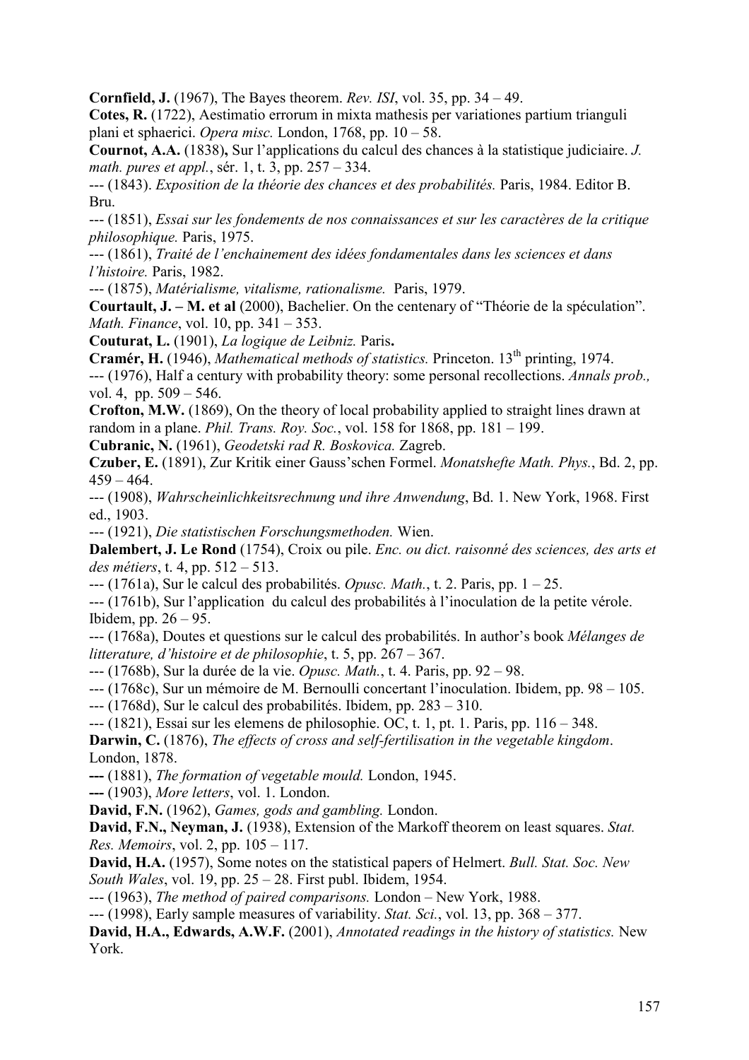**Cornfield, J.** (1967), The Bayes theorem. *Rev. ISI*, vol. 35, pp. 34 – 49.
**Cotes, R.** (1722), Aestimatio errorum in mixta mathesis per variationes partium trianguli plani et sphaerici. *Opera misc.* London, 1768, pp. 10 – 58.
**Cournot, A.A.** (1838)**,** Sur l'applications du calcul des chances à la statistique judiciaire. *J. math. pures et appl.*, sér. 1, t. 3, pp. 257 – 334.
--- (1843). *Exposition de la théorie des chances et des probabilités.* Paris, 1984. Editor B. Bru.
--- (1851), *Essai sur les fondements de nos connaissances et sur les caractères de la critique philosophique.* Paris, 1975.
--- (1861), *Traité de l'enchainement des idées fondamentales dans les sciences et dans l'histoire.* Paris, 1982.
--- (1875), *Matérialisme, vitalisme, rationalisme.* Paris, 1979.
**Courtault, J. – M. et al** (2000), Bachelier. On the centenary of "Théorie de la spéculation". *Math. Finance*, vol. 10, pp. 341 – 353.
**Couturat, L.** (1901), *La logique de Leibniz.* Paris**.**
**Cramér, H.** (1946), *Mathematical methods of statistics.* Princeton. 13th printing, 1974.
--- (1976), Half a century with probability theory: some personal recollections. *Annals prob.,* vol. 4, pp. 509 – 546.
**Crofton, M.W.** (1869), On the theory of local probability applied to straight lines drawn at random in a plane. *Phil. Trans. Roy. Soc.*, vol. 158 for 1868, pp. 181 – 199.
**Cubranic, N.** (1961), *Geodetski rad R. Boskovica.* Zagreb.
**Czuber, E.** (1891), Zur Kritik einer Gauss'schen Formel. *Monatshefte Math. Phys.*, Bd. 2, pp. 459 – 464.
--- (1908), *Wahrscheinlichkeitsrechnung und ihre Anwendung*, Bd. 1. New York, 1968. First ed., 1903.
--- (1921), *Die statistischen Forschungsmethoden.* Wien.
**Dalembert, J. Le Rond** (1754), Croix ou pile. *Enc. ou dict. raisonné des sciences, des arts et des métiers*, t. 4, pp. 512 – 513.
--- (1761a), Sur le calcul des probabilités. *Opusc. Math.*, t. 2. Paris, pp. 1 – 25.
--- (1761b), Sur l'application du calcul des probabilités à l'inoculation de la petite vérole. Ibidem, pp. 26 – 95.
--- (1768a), Doutes et questions sur le calcul des probabilités. In author's book *Mélanges de litterature, d'histoire et de philosophie*, t. 5, pp. 267 – 367.
--- (1768b), Sur la durée de la vie. *Opusc. Math.*, t. 4. Paris, pp. 92 – 98.
--- (1768c), Sur un mémoire de M. Bernoulli concertant l'inoculation. Ibidem, pp. 98 – 105.
--- (1768d), Sur le calcul des probabilités. Ibidem, pp. 283 – 310.
--- (1821), Essai sur les elemens de philosophie. OC, t. 1, pt. 1. Paris, pp. 116 – 348.
**Darwin, C.** (1876), *The effects of cross and self-fertilisation in the vegetable kingdom*. London, 1878.
**---** (1881), *The formation of vegetable mould.* London, 1945.
**---** (1903), *More letters*, vol. 1. London.
**David, F.N.** (1962), *Games, gods and gambling.* London.
**David, F.N., Neyman, J.** (1938), Extension of the Markoff theorem on least squares. *Stat. Res. Memoirs*, vol. 2, pp. 105 – 117.
**David, H.A.** (1957), Some notes on the statistical papers of Helmert. *Bull. Stat. Soc. New South Wales*, vol. 19, pp. 25 – 28. First publ. Ibidem, 1954.
--- (1963), *The method of paired comparisons.* London – New York, 1988.
--- (1998), Early sample measures of variability. *Stat. Sci.*, vol. 13, pp. 368 – 377.
**David, H.A., Edwards, A.W.F.** (2001), *Annotated readings in the history of statistics.* New York.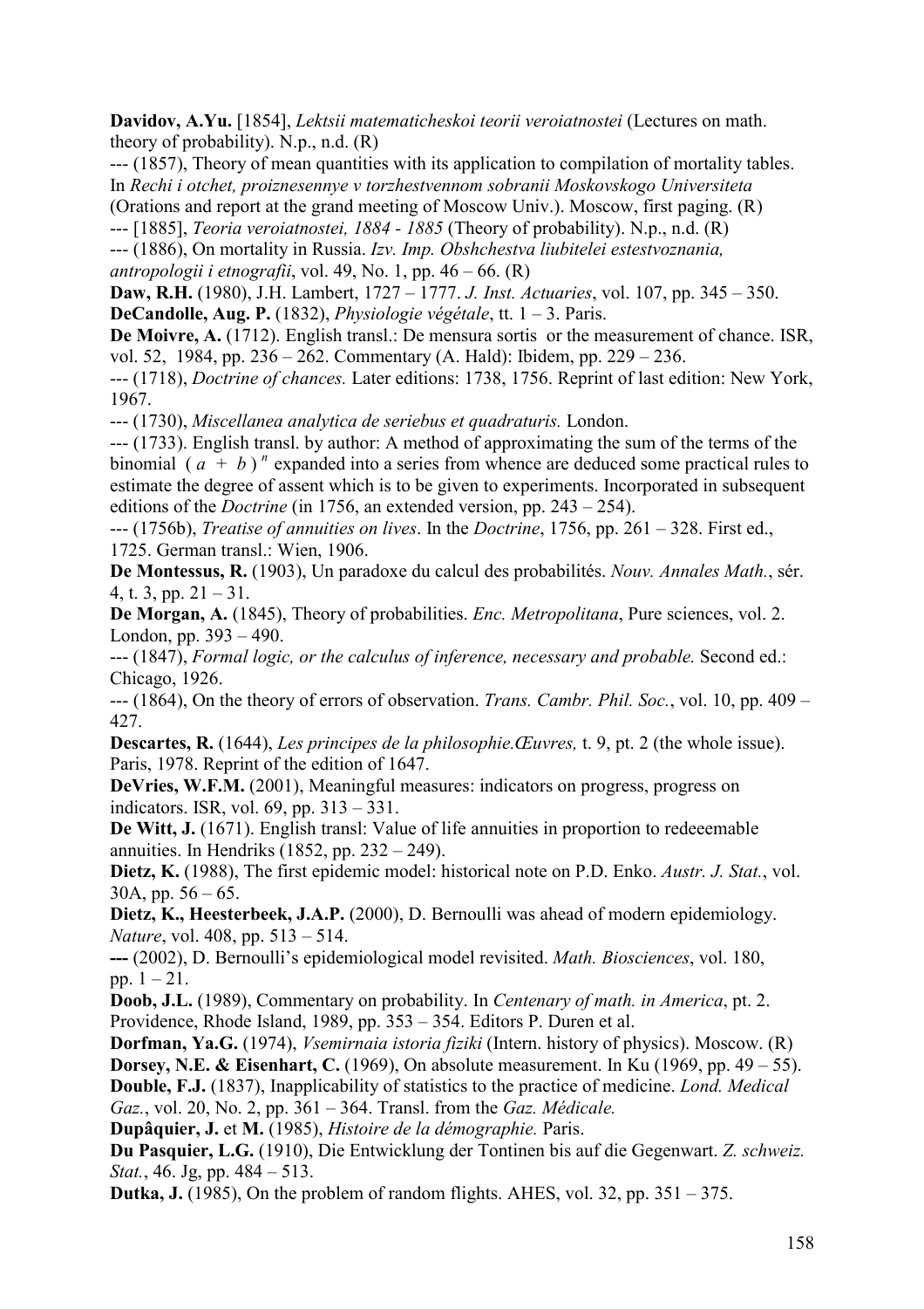**Davidov, A.Yu.** [1854], *Lektsii matematicheskoi teorii veroiatnostei* (Lectures on math. theory of probability). N.p., n.d. (R)

--- (1857), Theory of mean quantities with its application to compilation of mortality tables. In *Rechi i otchet, proiznesennye v torzhestvennom sobranii Moskovskogo Universiteta* (Orations and report at the grand meeting of Moscow Univ.). Moscow, first paging. (R)

--- [1885], *Teoria veroiatnostei, 1884 - 1885* (Theory of probability). N.p., n.d. (R)

--- (1886), On mortality in Russia. *Izv. Imp. Obshchestva liubitelei estestvoznania, antropologii i etnografii*, vol. 49, No. 1, pp. 46 – 66. (R)

**Daw, R.H.** (1980), J.H. Lambert, 1727 – 1777. *J. Inst. Actuaries*, vol. 107, pp. 345 – 350.

**DeCandolle, Aug. P.** (1832), *Physiologie végétale*, tt. 1 – 3. Paris.

**De Moivre, A.** (1712). English transl.: De mensura sortis or the measurement of chance. ISR, vol. 52, 1984, pp. 236 – 262. Commentary (A. Hald): Ibidem, pp. 229 – 236.

--- (1718), *Doctrine of chances.* Later editions: 1738, 1756. Reprint of last edition: New York, 1967.

--- (1730), *Miscellanea analytica de seriebus et quadraturis.* London.

--- (1733). English transl. by author: A method of approximating the sum of the terms of the binomial $(a + b)^n$ expanded into a series from whence are deduced some practical rules to estimate the degree of assent which is to be given to experiments. Incorporated in subsequent editions of the *Doctrine* (in 1756, an extended version, pp. 243 – 254).

--- (1756b), *Treatise of annuities on lives*. In the *Doctrine*, 1756, pp. 261 – 328. First ed., 1725. German transl.: Wien, 1906.

**De Montessus, R.** (1903), Un paradoxe du calcul des probabilités. *Nouv. Annales Math.*, sér. 4, t. 3, pp. 21 – 31.

**De Morgan, A.** (1845), Theory of probabilities. *Enc. Metropolitana*, Pure sciences, vol. 2. London, pp. 393 – 490.

--- (1847), *Formal logic, or the calculus of inference, necessary and probable.* Second ed.: Chicago, 1926.

--- (1864), On the theory of errors of observation. *Trans. Cambr. Phil. Soc.*, vol. 10, pp. 409 – 427.

**Descartes, R.** (1644), *Les principes de la philosophie.Œuvres,* t. 9, pt. 2 (the whole issue). Paris, 1978. Reprint of the edition of 1647.

**DeVries, W.F.M.** (2001), Meaningful measures: indicators on progress, progress on indicators. ISR, vol. 69, pp. 313 – 331.

**De Witt, J.** (1671). English transl: Value of life annuities in proportion to redeeemable annuities. In Hendriks (1852, pp. 232 – 249).

**Dietz, K.** (1988), The first epidemic model: historical note on P.D. Enko. *Austr. J. Stat.*, vol. 30A, pp. 56 – 65.

**Dietz, K., Heesterbeek, J.A.P.** (2000), D. Bernoulli was ahead of modern epidemiology. *Nature*, vol. 408, pp. 513 – 514.

**---** (2002), D. Bernoulli's epidemiological model revisited. *Math. Biosciences*, vol. 180, pp. 1 – 21.

**Doob, J.L.** (1989), Commentary on probability. In *Centenary of math. in America*, pt. 2. Providence, Rhode Island, 1989, pp. 353 – 354. Editors P. Duren et al.

**Dorfman, Ya.G.** (1974), *Vsemirnaia istoria fiziki* (Intern. history of physics). Moscow. (R)

**Dorsey, N.E. & Eisenhart, C.** (1969), On absolute measurement. In Ku (1969, pp. 49 – 55).

**Double, F.J.** (1837), Inapplicability of statistics to the practice of medicine. *Lond. Medical Gaz.*, vol. 20, No. 2, pp. 361 – 364. Transl. from the *Gaz. Médicale.*

**Dupâquier, J.** et **M.** (1985), *Histoire de la démographie.* Paris.

**Du Pasquier, L.G.** (1910), Die Entwicklung der Tontinen bis auf die Gegenwart. *Z. schweiz. Stat.*, 46. Jg, pp. 484 – 513.

**Dutka, J.** (1985), On the problem of random flights. AHES, vol. 32, pp. 351 – 375.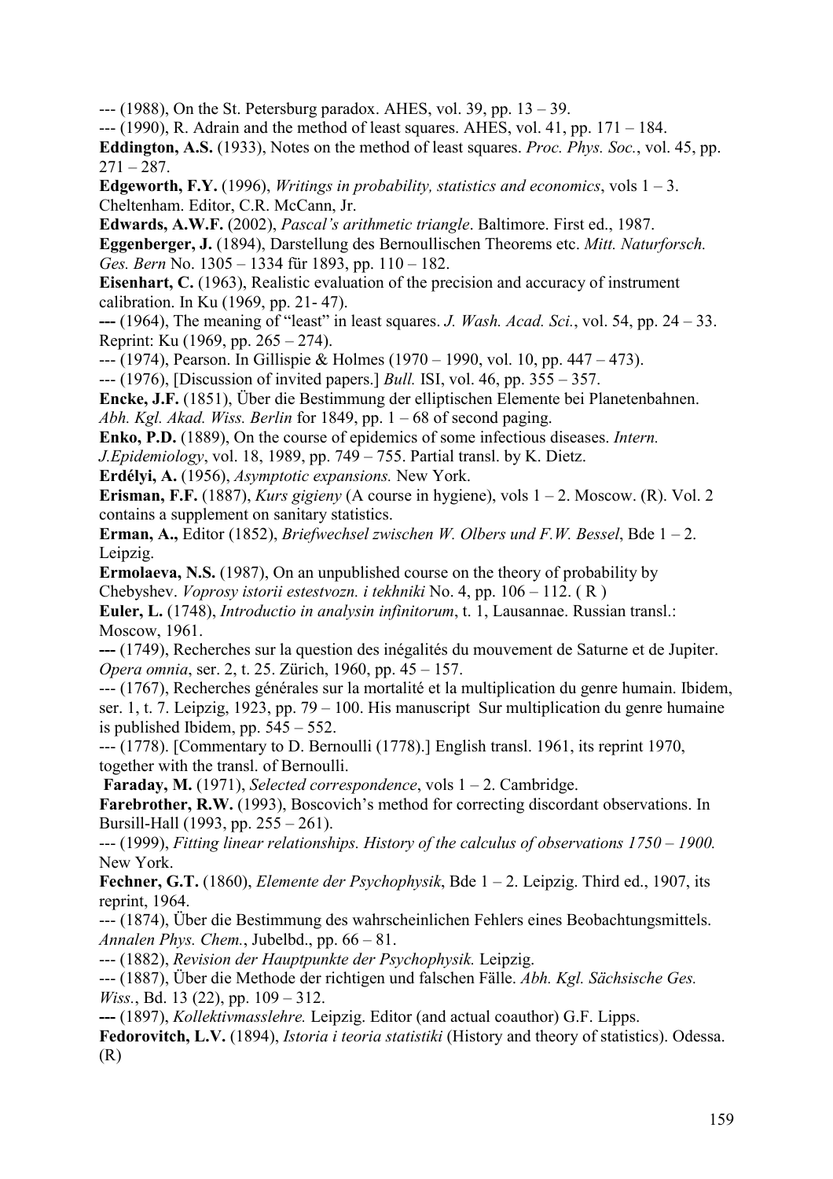--- (1988), On the St. Petersburg paradox. AHES, vol. 39, pp. 13 – 39.

--- (1990), R. Adrain and the method of least squares. AHES, vol. 41, pp. 171 – 184.

**Eddington, A.S.** (1933), Notes on the method of least squares. *Proc. Phys. Soc.*, vol. 45, pp. 271 – 287.

**Edgeworth, F.Y.** (1996), *Writings in probability, statistics and economics*, vols 1 – 3. Cheltenham. Editor, C.R. McCann, Jr.

**Edwards, A.W.F.** (2002), *Pascal's arithmetic triangle*. Baltimore. First ed., 1987.

**Eggenberger, J.** (1894), Darstellung des Bernoullischen Theorems etc. *Mitt. Naturforsch. Ges. Bern* No. 1305 – 1334 für 1893, pp. 110 – 182.

**Eisenhart, C.** (1963), Realistic evaluation of the precision and accuracy of instrument calibration. In Ku (1969, pp. 21- 47).

**---** (1964), The meaning of "least" in least squares. *J. Wash. Acad. Sci.*, vol. 54, pp. 24 – 33. Reprint: Ku (1969, pp. 265 – 274).

--- (1974), Pearson. In Gillispie & Holmes (1970 – 1990, vol. 10, pp. 447 – 473).

--- (1976), [Discussion of invited papers.] *Bull.* ISI, vol. 46, pp. 355 – 357.

**Encke, J.F.** (1851), Über die Bestimmung der elliptischen Elemente bei Planetenbahnen. *Abh. Kgl. Akad. Wiss. Berlin* for 1849, pp. 1 – 68 of second paging.

**Enko, P.D.** (1889), On the course of epidemics of some infectious diseases. *Intern. J.Epidemiology*, vol. 18, 1989, pp. 749 – 755. Partial transl. by K. Dietz.

**Erdélyi, A.** (1956), *Asymptotic expansions.* New York.

**Erisman, F.F.** (1887), *Kurs gigieny* (A course in hygiene), vols 1 – 2. Moscow. (R). Vol. 2 contains a supplement on sanitary statistics.

**Erman, A.,** Editor (1852), *Briefwechsel zwischen W. Olbers und F.W. Bessel*, Bde 1 – 2. Leipzig.

**Ermolaeva, N.S.** (1987), On an unpublished course on the theory of probability by Chebyshev. *Voprosy istorii estestvozn. i tekhniki* No. 4, pp. 106 – 112. ( R )

**Euler, L.** (1748), *Introductio in analysin infinitorum*, t. 1, Lausannae. Russian transl.: Moscow, 1961.

**---** (1749), Recherches sur la question des inégalités du mouvement de Saturne et de Jupiter. *Opera omnia*, ser. 2, t. 25. Zürich, 1960, pp. 45 – 157.

--- (1767), Recherches générales sur la mortalité et la multiplication du genre humain. Ibidem, ser. 1, t. 7. Leipzig, 1923, pp. 79 – 100. His manuscript Sur multiplication du genre humaine is published Ibidem, pp. 545 – 552.

--- (1778). [Commentary to D. Bernoulli (1778).] English transl. 1961, its reprint 1970, together with the transl. of Bernoulli.

**Faraday, M.** (1971), *Selected correspondence*, vols 1 – 2. Cambridge.

**Farebrother, R.W.** (1993), Boscovich's method for correcting discordant observations. In Bursill-Hall (1993, pp. 255 – 261).

--- (1999), *Fitting linear relationships. History of the calculus of observations 1750 – 1900.* New York.

**Fechner, G.T.** (1860), *Elemente der Psychophysik*, Bde 1 – 2. Leipzig. Third ed., 1907, its reprint, 1964.

--- (1874), Über die Bestimmung des wahrscheinlichen Fehlers eines Beobachtungsmittels. *Annalen Phys. Chem.*, Jubelbd., pp. 66 – 81.

--- (1882), *Revision der Hauptpunkte der Psychophysik.* Leipzig.

--- (1887), Über die Methode der richtigen und falschen Fälle. *Abh. Kgl. Sächsische Ges. Wiss.*, Bd. 13 (22), pp. 109 – 312.

**---** (1897), *Kollektivmasslehre.* Leipzig. Editor (and actual coauthor) G.F. Lipps.

**Fedorovitch, L.V.** (1894), *Istoria i teoria statistiki* (History and theory of statistics). Odessa. (R)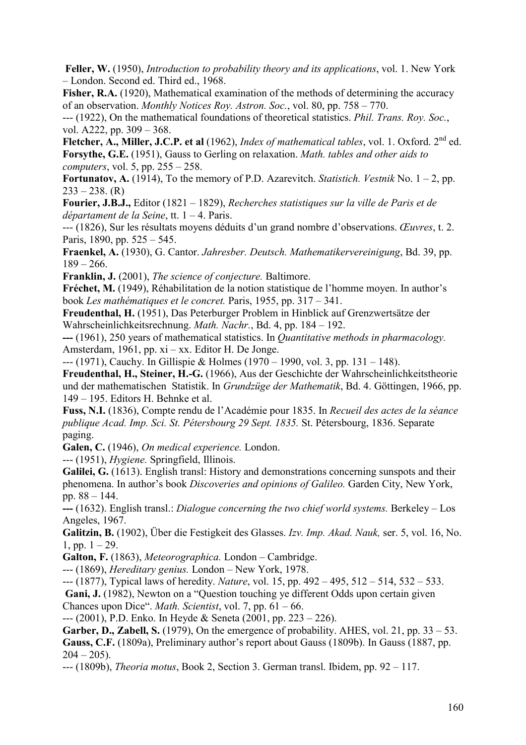**Feller, W.** (1950), *Introduction to probability theory and its applications*, vol. 1. New York – London. Second ed. Third ed., 1968.

**Fisher, R.A.** (1920), Mathematical examination of the methods of determining the accuracy of an observation. *Monthly Notices Roy. Astron. Soc.*, vol. 80, pp. 758 – 770.

--- (1922), On the mathematical foundations of theoretical statistics. *Phil. Trans. Roy. Soc.*, vol. A222, pp. 309 – 368.

**Fletcher, A., Miller, J.C.P. et al** (1962), *Index of mathematical tables*, vol. 1. Oxford. 2nd ed.

**Forsythe, G.E.** (1951), Gauss to Gerling on relaxation. *Math. tables and other aids to computers*, vol. 5, pp. 255 – 258.

**Fortunatov, A.** (1914), To the memory of P.D. Azarevitch. *Statistich. Vestnik* No. 1 – 2, pp. 233 – 238. (R)

**Fourier, J.B.J.,** Editor (1821 – 1829), *Recherches statistiques sur la ville de Paris et de départament de la Seine*, tt. 1 – 4. Paris.

--- (1826), Sur les résultats moyens déduits d'un grand nombre d'observations. *Œuvres*, t. 2. Paris, 1890, pp. 525 – 545.

**Fraenkel, A.** (1930), G. Cantor. *Jahresber. Deutsch. Mathematikervereinigung*, Bd. 39, pp. 189 – 266.

**Franklin, J.** (2001), *The science of conjecture.* Baltimore.

**Fréchet, M.** (1949), Réhabilitation de la notion statistique de l'homme moyen. In author's book *Les mathématiques et le concret.* Paris, 1955, pp. 317 – 341.

**Freudenthal, H.** (1951), Das Peterburger Problem in Hinblick auf Grenzwertsätze der Wahrscheinlichkeitsrechnung. *Math. Nachr.*, Bd. 4, pp. 184 – 192.

**---** (1961), 250 years of mathematical statistics. In *Quantitative methods in pharmacology.* Amsterdam, 1961, pp. xi – xx. Editor H. De Jonge.

--- (1971), Cauchy. In Gillispie & Holmes (1970 – 1990, vol. 3, pp. 131 – 148).

**Freudenthal, H., Steiner, H.-G.** (1966), Aus der Geschichte der Wahrscheinlichkeitstheorie und der mathematischen Statistik. In *Grundzüge der Mathematik*, Bd. 4. Göttingen, 1966, pp. 149 – 195. Editors H. Behnke et al.

**Fuss, N.I.** (1836), Compte rendu de l'Académie pour 1835. In *Recueil des actes de la séance publique Acad. Imp. Sci. St. Pétersbourg 29 Sept. 1835.* St. Pétersbourg, 1836. Separate paging.

**Galen, C.** (1946), *On medical experience.* London.

--- (1951), *Hygiene.* Springfield, Illinois.

**Galilei, G.** (1613). English transl: History and demonstrations concerning sunspots and their phenomena. In author's book *Discoveries and opinions of Galileo.* Garden City, New York, pp. 88 – 144.

**---** (1632). English transl.: *Dialogue concerning the two chief world systems.* Berkeley – Los Angeles, 1967.

**Galitzin, B.** (1902), Über die Festigkeit des Glasses. *Izv. Imp. Akad. Nauk,* ser. 5, vol. 16, No. 1, pp. 1 – 29.

**Galton, F.** (1863), *Meteorographica.* London – Cambridge.

--- (1869), *Hereditary genius.* London – New York, 1978.

--- (1877), Typical laws of heredity. *Nature*, vol. 15, pp. 492 – 495, 512 – 514, 532 – 533.

**Gani, J.** (1982), Newton on a "Question touching ye different Odds upon certain given Chances upon Dice". *Math. Scientist*, vol. 7, pp. 61 – 66.

--- (2001), P.D. Enko. In Heyde & Seneta (2001, pp. 223 – 226).

**Garber, D., Zabell, S.** (1979), On the emergence of probability. AHES, vol. 21, pp. 33 – 53.

**Gauss, C.F.** (1809a), Preliminary author's report about Gauss (1809b). In Gauss (1887, pp. 204 – 205).

--- (1809b), *Theoria motus*, Book 2, Section 3. German transl. Ibidem, pp. 92 – 117.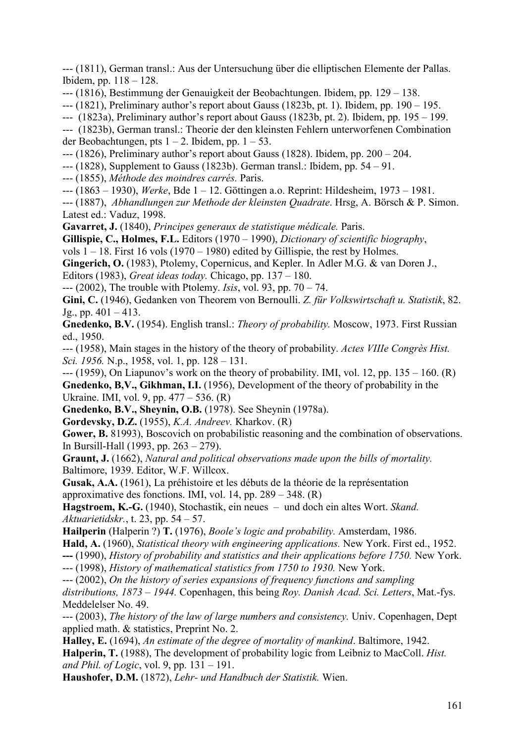--- (1811), German transl.: Aus der Untersuchung über die elliptischen Elemente der Pallas. Ibidem, pp. 118 – 128.

--- (1816), Bestimmung der Genauigkeit der Beobachtungen. Ibidem, pp. 129 – 138.

--- (1821), Preliminary author's report about Gauss (1823b, pt. 1). Ibidem, pp. 190 – 195.

--- (1823a), Preliminary author's report about Gauss (1823b, pt. 2). Ibidem, pp. 195 – 199.

--- (1823b), German transl.: Theorie der den kleinsten Fehlern unterworfenen Combination der Beobachtungen, pts 1 – 2. Ibidem, pp. 1 – 53.

--- (1826), Preliminary author's report about Gauss (1828). Ibidem, pp. 200 – 204.

--- (1828), Supplement to Gauss (1823b). German transl.: Ibidem, pp. 54 – 91.

--- (1855), *Méthode des moindres carrés.* Paris.

--- (1863 – 1930), *Werke*, Bde 1 – 12. Göttingen a.o. Reprint: Hildesheim, 1973 – 1981.

--- (1887), *Abhandlungen zur Methode der kleinsten Quadrate*. Hrsg, A. Börsch & P. Simon. Latest ed.: Vaduz, 1998.

**Gavarret, J.** (1840), *Principes generaux de statistique médicale.* Paris.

**Gillispie, C., Holmes, F.L.** Editors (1970 – 1990), *Dictionary of scientific biography*, vols 1 – 18. First 16 vols (1970 – 1980) edited by Gillispie, the rest by Holmes.

**Gingerich, O.** (1983), Ptolemy, Copernicus, and Kepler. In Adler M.G. & van Doren J., Editors (1983), *Great ideas today.* Chicago, pp. 137 – 180.

--- (2002), The trouble with Ptolemy. *Isis*, vol. 93, pp. 70 – 74.

**Gini, C.** (1946), Gedanken von Theorem von Bernoulli. *Z. für Volkswirtschaft u. Statistik*, 82. Jg., pp. 401 – 413.

**Gnedenko, B.V.** (1954). English transl.: *Theory of probability.* Moscow, 1973. First Russian ed., 1950.

--- (1958), Main stages in the history of the theory of probability. *Actes VIIIe Congrès Hist. Sci. 1956.* N.p., 1958, vol. 1, pp. 128 – 131.

--- (1959), On Liapunov's work on the theory of probability. IMI, vol. 12, pp. 135 – 160. (R)

**Gnedenko, B,V., Gikhman, I.I.** (1956), Development of the theory of probability in the Ukraine. IMI, vol. 9, pp. 477 – 536. (R)

**Gnedenko, B.V., Sheynin, O.B.** (1978). See Sheynin (1978a).

**Gordevsky, D.Z.** (1955), *K.A. Andreev.* Kharkov. (R)

**Gower, B.** 81993), Boscovich on probabilistic reasoning and the combination of observations. In Bursill-Hall (1993, pp. 263 – 279).

**Graunt, J.** (1662), *Natural and political observations made upon the bills of mortality.* Baltimore, 1939. Editor, W.F. Willcox.

**Gusak, A.A.** (1961), La préhistoire et les débuts de la théorie de la représentation approximative des fonctions. IMI, vol. 14, pp. 289 – 348. (R)

**Hagstroem, K.-G.** (1940), Stochastik, ein neues – und doch ein altes Wort. *Skand. Aktuarietidskr.*, t. 23, pp. 54 – 57.

**Hailperin** (Halperin ?) **T.** (1976), *Boole's logic and probability.* Amsterdam, 1986.

**Hald, A.** (1960), *Statistical theory with engineering applications.* New York. First ed., 1952.

**---** (1990), *History of probability and statistics and their applications before 1750.* New York.

--- (1998), *History of mathematical statistics from 1750 to 1930.* New York.

--- (2002), *On the history of series expansions of frequency functions and sampling distributions, 1873 – 1944.* Copenhagen, this being *Roy. Danish Acad. Sci. Letters*, Mat.-fys. Meddelelser No. 49.

--- (2003), *The history of the law of large numbers and consistency.* Univ. Copenhagen, Dept applied math. & statistics, Preprint No. 2.

**Halley, E.** (1694), *An estimate of the degree of mortality of mankind*. Baltimore, 1942.

**Halperin, T.** (1988), The development of probability logic from Leibniz to MacColl. *Hist. and Phil. of Logic*, vol. 9, pp. 131 – 191.

**Haushofer, D.M.** (1872), *Lehr- und Handbuch der Statistik.* Wien.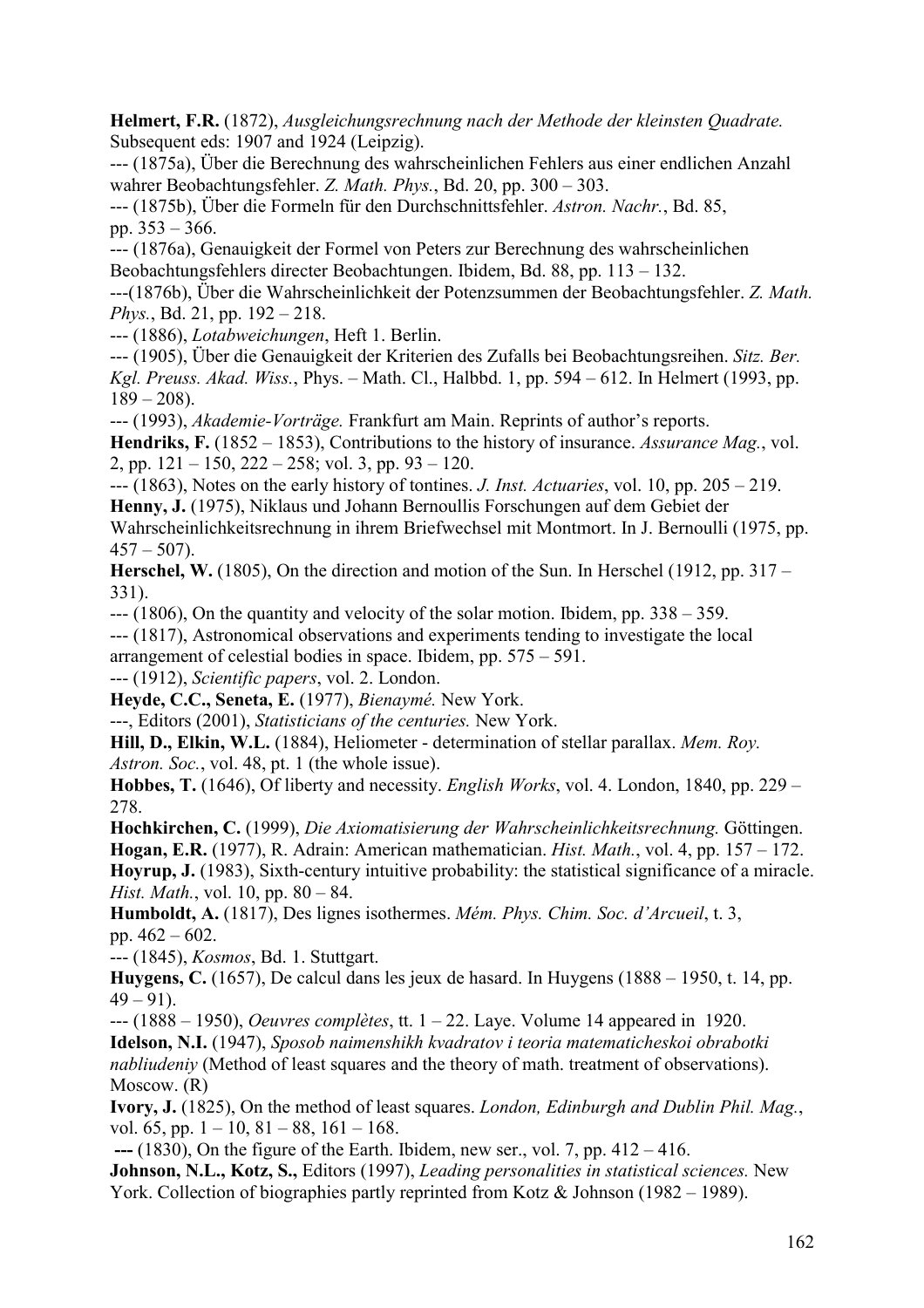**Helmert, F.R.** (1872), *Ausgleichungsrechnung nach der Methode der kleinsten Quadrate.* Subsequent eds: 1907 and 1924 (Leipzig).

--- (1875a), Über die Berechnung des wahrscheinlichen Fehlers aus einer endlichen Anzahl wahrer Beobachtungsfehler. *Z. Math. Phys.*, Bd. 20, pp. 300 – 303.

--- (1875b), Über die Formeln für den Durchschnittsfehler. *Astron. Nachr.*, Bd. 85, pp. 353 – 366.

--- (1876a), Genauigkeit der Formel von Peters zur Berechnung des wahrscheinlichen Beobachtungsfehlers directer Beobachtungen. Ibidem, Bd. 88, pp. 113 – 132.

---(1876b), Über die Wahrscheinlichkeit der Potenzsummen der Beobachtungsfehler. *Z. Math. Phys.*, Bd. 21, pp. 192 – 218.

--- (1886), *Lotabweichungen*, Heft 1. Berlin.

--- (1905), Über die Genauigkeit der Kriterien des Zufalls bei Beobachtungsreihen. *Sitz. Ber. Kgl. Preuss. Akad. Wiss.*, Phys. – Math. Cl., Halbbd. 1, pp. 594 – 612. In Helmert (1993, pp. 189 – 208).

--- (1993), *Akademie-Vorträge.* Frankfurt am Main. Reprints of author's reports.

**Hendriks, F.** (1852 – 1853), Contributions to the history of insurance. *Assurance Mag.*, vol. 2, pp. 121 – 150, 222 – 258; vol. 3, pp. 93 – 120.

--- (1863), Notes on the early history of tontines. *J. Inst. Actuaries*, vol. 10, pp. 205 – 219.

**Henny, J.** (1975), Niklaus und Johann Bernoullis Forschungen auf dem Gebiet der Wahrscheinlichkeitsrechnung in ihrem Briefwechsel mit Montmort. In J. Bernoulli (1975, pp. 457 – 507).

**Herschel, W.** (1805), On the direction and motion of the Sun. In Herschel (1912, pp. 317 – 331).

--- (1806), On the quantity and velocity of the solar motion. Ibidem, pp. 338 – 359.

--- (1817), Astronomical observations and experiments tending to investigate the local arrangement of celestial bodies in space. Ibidem, pp. 575 – 591.

--- (1912), *Scientific papers*, vol. 2. London.

**Heyde, C.C., Seneta, E.** (1977), *Bienaymé.* New York.

---, Editors (2001), *Statisticians of the centuries.* New York.

**Hill, D., Elkin, W.L.** (1884), Heliometer - determination of stellar parallax. *Mem. Roy. Astron. Soc.*, vol. 48, pt. 1 (the whole issue).

**Hobbes, T.** (1646), Of liberty and necessity. *English Works*, vol. 4. London, 1840, pp. 229 – 278.

**Hochkirchen, C.** (1999), *Die Axiomatisierung der Wahrscheinlichkeitsrechnung.* Göttingen.

**Hogan, E.R.** (1977), R. Adrain: American mathematician. *Hist. Math.*, vol. 4, pp. 157 – 172.

**Hoyrup, J.** (1983), Sixth-century intuitive probability: the statistical significance of a miracle. *Hist. Math.*, vol. 10, pp. 80 – 84.

**Humboldt, A.** (1817), Des lignes isothermes. *Mém. Phys. Chim. Soc. d'Arcueil*, t. 3, pp. 462 – 602.

--- (1845), *Kosmos*, Bd. 1. Stuttgart.

**Huygens, C.** (1657), De calcul dans les jeux de hasard. In Huygens (1888 – 1950, t. 14, pp. 49 – 91).

--- (1888 – 1950), *Oeuvres complètes*, tt. 1 – 22. Laye. Volume 14 appeared in 1920.

**Idelson, N.I.** (1947), *Sposob naimenshikh kvadratov i teoria matematicheskoi obrabotki nabliudeniy* (Method of least squares and the theory of math. treatment of observations). Moscow. (R)

**Ivory, J.** (1825), On the method of least squares. *London, Edinburgh and Dublin Phil. Mag.*, vol. 65, pp. 1 – 10, 81 – 88, 161 – 168.

--- (1830), On the figure of the Earth. Ibidem, new ser., vol. 7, pp. 412 – 416.

**Johnson, N.L., Kotz, S.,** Editors (1997), *Leading personalities in statistical sciences.* New York. Collection of biographies partly reprinted from Kotz & Johnson (1982 – 1989).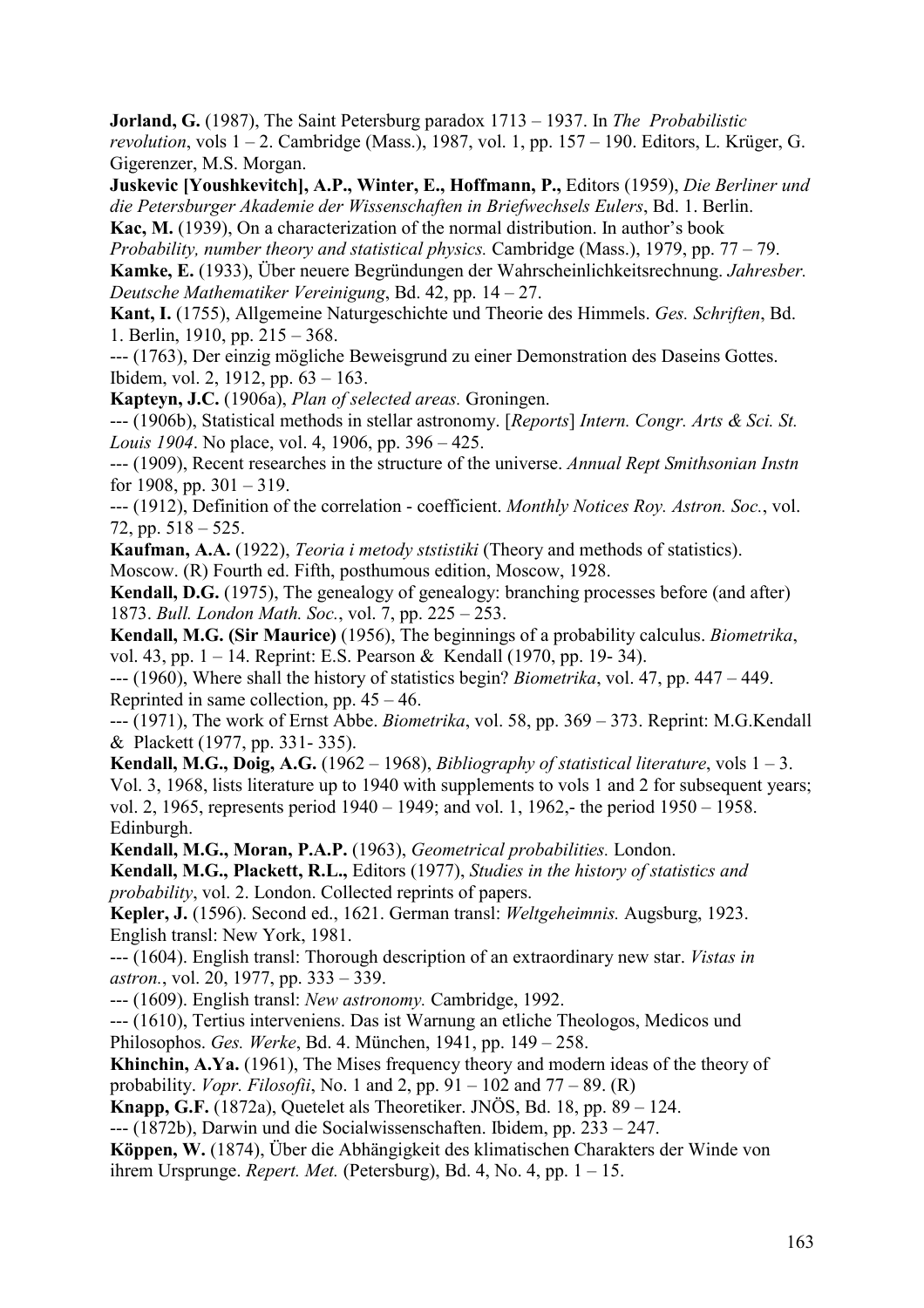**Jorland, G.** (1987), The Saint Petersburg paradox 1713 – 1937. In *The Probabilistic revolution*, vols 1 – 2. Cambridge (Mass.), 1987, vol. 1, pp. 157 – 190. Editors, L. Krüger, G. Gigerenzer, M.S. Morgan.

**Juskevic [Youshkevitch], A.P., Winter, E., Hoffmann, P.,** Editors (1959), *Die Berliner und die Petersburger Akademie der Wissenschaften in Briefwechsels Eulers*, Bd. 1. Berlin.

**Kac, M.** (1939), On a characterization of the normal distribution. In author's book *Probability, number theory and statistical physics.* Cambridge (Mass.), 1979, pp. 77 – 79.

**Kamke, E.** (1933), Über neuere Begründungen der Wahrscheinlichkeitsrechnung. *Jahresber. Deutsche Mathematiker Vereinigung*, Bd. 42, pp. 14 – 27.

**Kant, I.** (1755), Allgemeine Naturgeschichte und Theorie des Himmels. *Ges. Schriften*, Bd. 1. Berlin, 1910, pp. 215 – 368.

--- (1763), Der einzig mögliche Beweisgrund zu einer Demonstration des Daseins Gottes. Ibidem, vol. 2, 1912, pp. 63 – 163.

**Kapteyn, J.C.** (1906a), *Plan of selected areas.* Groningen.

--- (1906b), Statistical methods in stellar astronomy. [*Reports*] *Intern. Congr. Arts & Sci. St. Louis 1904*. No place, vol. 4, 1906, pp. 396 – 425.

--- (1909), Recent researches in the structure of the universe. *Annual Rept Smithsonian Instn* for 1908, pp. 301 – 319.

--- (1912), Definition of the correlation - coefficient. *Monthly Notices Roy. Astron. Soc.*, vol. 72, pp. 518 – 525.

**Kaufman, A.A.** (1922), *Teoria i metody ststistiki* (Theory and methods of statistics). Moscow. (R) Fourth ed. Fifth, posthumous edition, Moscow, 1928.

**Kendall, D.G.** (1975), The genealogy of genealogy: branching processes before (and after) 1873. *Bull. London Math. Soc.*, vol. 7, pp. 225 – 253.

**Kendall, M.G. (Sir Maurice)** (1956), The beginnings of a probability calculus. *Biometrika*, vol. 43, pp. 1 – 14. Reprint: E.S. Pearson & Kendall (1970, pp. 19- 34).

--- (1960), Where shall the history of statistics begin? *Biometrika*, vol. 47, pp. 447 – 449. Reprinted in same collection, pp. 45 – 46.

--- (1971), The work of Ernst Abbe. *Biometrika*, vol. 58, pp. 369 – 373. Reprint: M.G.Kendall & Plackett (1977, pp. 331- 335).

**Kendall, M.G., Doig, A.G.** (1962 – 1968), *Bibliography of statistical literature*, vols 1 – 3. Vol. 3, 1968, lists literature up to 1940 with supplements to vols 1 and 2 for subsequent years; vol. 2, 1965, represents period 1940 – 1949; and vol. 1, 1962,- the period 1950 – 1958. Edinburgh.

**Kendall, M.G., Moran, P.A.P.** (1963), *Geometrical probabilities.* London.

**Kendall, M.G., Plackett, R.L.,** Editors (1977), *Studies in the history of statistics and probability*, vol. 2. London. Collected reprints of papers.

**Kepler, J.** (1596). Second ed., 1621. German transl: *Weltgeheimnis.* Augsburg, 1923. English transl: New York, 1981.

--- (1604). English transl: Thorough description of an extraordinary new star. *Vistas in astron.*, vol. 20, 1977, pp. 333 – 339.

--- (1609). English transl: *New astronomy.* Cambridge, 1992.

--- (1610), Tertius interveniens. Das ist Warnung an etliche Theologos, Medicos und Philosophos. *Ges. Werke*, Bd. 4. München, 1941, pp. 149 – 258.

**Khinchin, A.Ya.** (1961), The Mises frequency theory and modern ideas of the theory of probability. *Vopr. Filosofii*, No. 1 and 2, pp. 91 – 102 and 77 – 89. (R)

**Knapp, G.F.** (1872a), Quetelet als Theoretiker. JNÖS, Bd. 18, pp. 89 – 124.

--- (1872b), Darwin und die Socialwissenschaften. Ibidem, pp. 233 – 247.

**Köppen, W.** (1874), Über die Abhängigkeit des klimatischen Charakters der Winde von ihrem Ursprunge. *Repert. Met.* (Petersburg), Bd. 4, No. 4, pp. 1 – 15.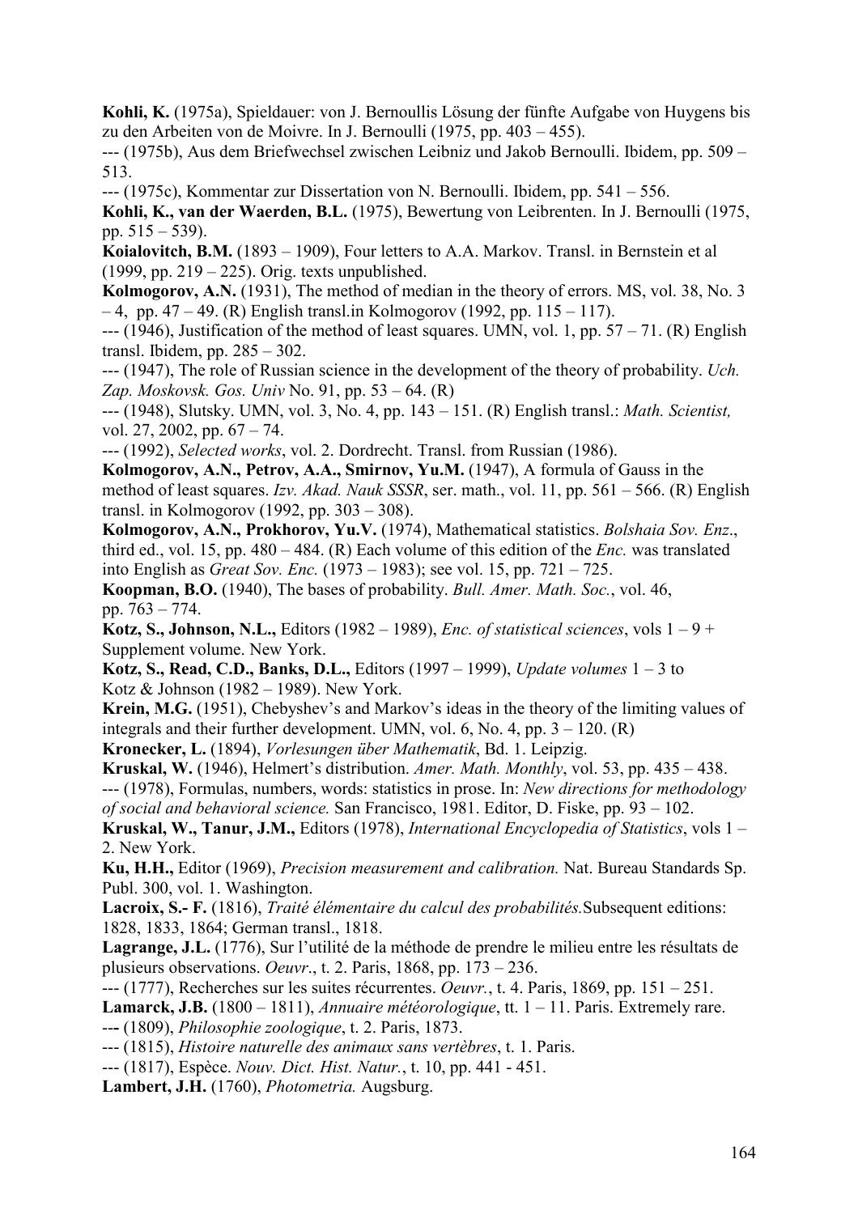**Kohli, K.** (1975a), Spieldauer: von J. Bernoullis Lösung der fünfte Aufgabe von Huygens bis zu den Arbeiten von de Moivre. In J. Bernoulli (1975, pp. 403 – 455).

--- (1975b), Aus dem Briefwechsel zwischen Leibniz und Jakob Bernoulli. Ibidem, pp. 509 – 513.

--- (1975c), Kommentar zur Dissertation von N. Bernoulli. Ibidem, pp. 541 – 556.

**Kohli, K., van der Waerden, B.L.** (1975), Bewertung von Leibrenten. In J. Bernoulli (1975, pp. 515 – 539).

**Koialovitch, B.M.** (1893 – 1909), Four letters to A.A. Markov. Transl. in Bernstein et al (1999, pp. 219 – 225). Orig. texts unpublished.

**Kolmogorov, A.N.** (1931), The method of median in the theory of errors. MS, vol. 38, No. 3 – 4, pp. 47 – 49. (R) English transl.in Kolmogorov (1992, pp. 115 – 117).

--- (1946), Justification of the method of least squares. UMN, vol. 1, pp. 57 – 71. (R) English transl. Ibidem, pp. 285 – 302.

--- (1947), The role of Russian science in the development of the theory of probability. *Uch. Zap. Moskovsk. Gos. Univ* No. 91, pp. 53 – 64. (R)

--- (1948), Slutsky. UMN, vol. 3, No. 4, pp. 143 – 151. (R) English transl.: *Math. Scientist,* vol. 27, 2002, pp. 67 – 74.

--- (1992), *Selected works*, vol. 2. Dordrecht. Transl. from Russian (1986).

**Kolmogorov, A.N., Petrov, A.A., Smirnov, Yu.M.** (1947), A formula of Gauss in the method of least squares. *Izv. Akad. Nauk SSSR*, ser. math., vol. 11, pp. 561 – 566. (R) English transl. in Kolmogorov (1992, pp. 303 – 308).

**Kolmogorov, A.N., Prokhorov, Yu.V.** (1974), Mathematical statistics. *Bolshaia Sov. Enz*., third ed., vol. 15, pp. 480 – 484. (R) Each volume of this edition of the *Enc.* was translated into English as *Great Sov. Enc.* (1973 – 1983); see vol. 15, pp. 721 – 725.

**Koopman, B.O.** (1940), The bases of probability. *Bull. Amer. Math. Soc.*, vol. 46, pp. 763 – 774.

**Kotz, S., Johnson, N.L.,** Editors (1982 – 1989), *Enc. of statistical sciences*, vols 1 – 9 + Supplement volume. New York.

**Kotz, S., Read, C.D., Banks, D.L.,** Editors (1997 – 1999), *Update volumes* 1 – 3 to Kotz & Johnson (1982 – 1989). New York.

**Krein, M.G.** (1951), Chebyshev's and Markov's ideas in the theory of the limiting values of integrals and their further development. UMN, vol. 6, No. 4, pp. 3 – 120. (R)

**Kronecker, L.** (1894), *Vorlesungen über Mathematik*, Bd. 1. Leipzig.

**Kruskal, W.** (1946), Helmert's distribution. *Amer. Math. Monthly*, vol. 53, pp. 435 – 438.

--- (1978), Formulas, numbers, words: statistics in prose. In: *New directions for methodology of social and behavioral science.* San Francisco, 1981. Editor, D. Fiske, pp. 93 – 102.

**Kruskal, W., Tanur, J.M.,** Editors (1978), *International Encyclopedia of Statistics*, vols 1 – 2. New York.

**Ku, H.H.,** Editor (1969), *Precision measurement and calibration.* Nat. Bureau Standards Sp. Publ. 300, vol. 1. Washington.

**Lacroix, S.- F.** (1816), *Traité élémentaire du calcul des probabilités.*Subsequent editions: 1828, 1833, 1864; German transl., 1818.

**Lagrange, J.L.** (1776), Sur l'utilité de la méthode de prendre le milieu entre les résultats de plusieurs observations. *Oeuvr*., t. 2. Paris, 1868, pp. 173 – 236.

--- (1777), Recherches sur les suites récurrentes. *Oeuvr.*, t. 4. Paris, 1869, pp. 151 – 251.

**Lamarck, J.B.** (1800 – 1811), *Annuaire météorologique*, tt. 1 – 11. Paris. Extremely rare.

--- (1809), *Philosophie zoologique*, t. 2. Paris, 1873.

--- (1815), *Histoire naturelle des animaux sans vertèbres*, t. 1. Paris.

--- (1817), Espèce. *Nouv. Dict. Hist. Natur.*, t. 10, pp. 441 - 451.

**Lambert, J.H.** (1760), *Photometria.* Augsburg.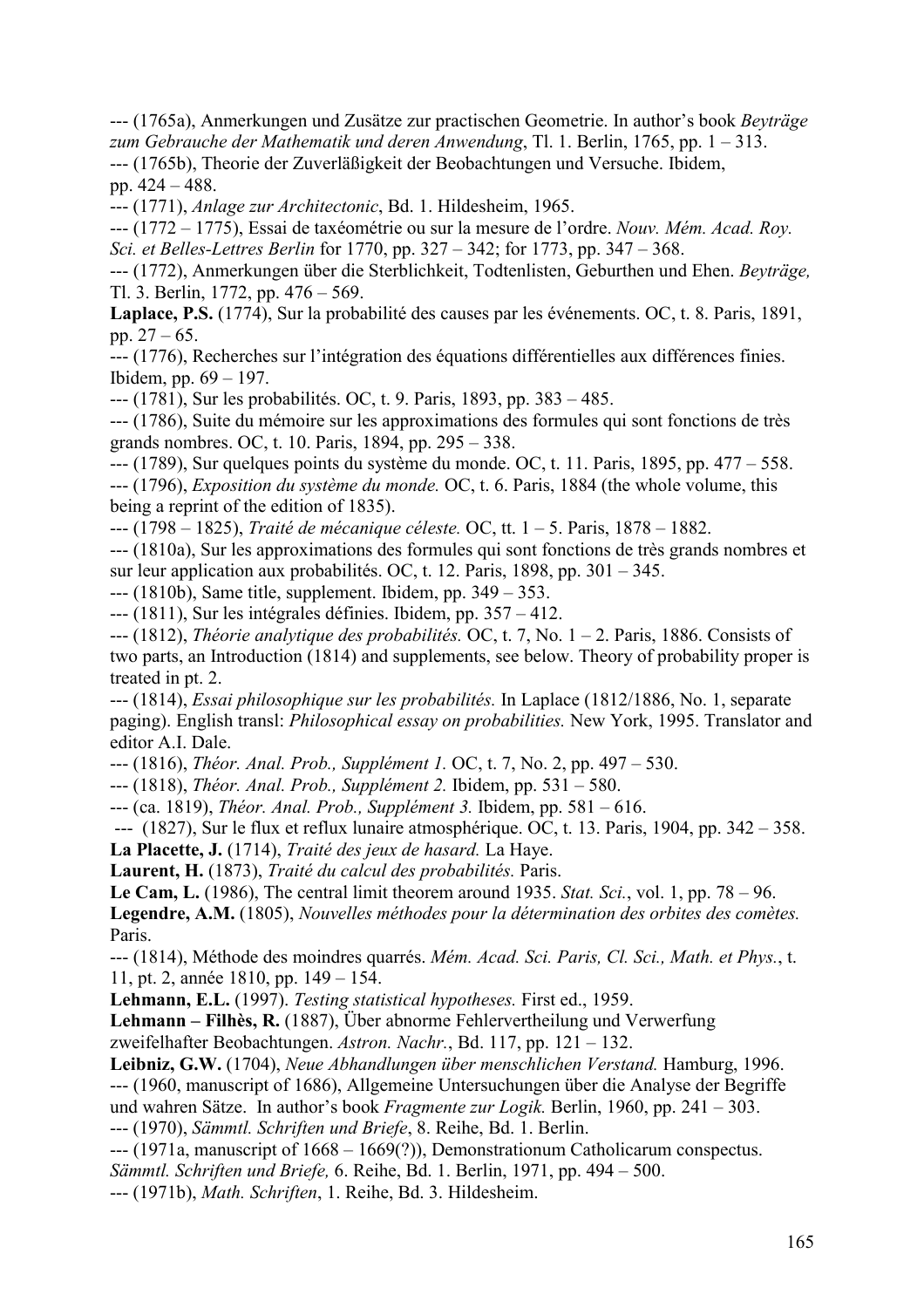--- (1765a), Anmerkungen und Zusätze zur practischen Geometrie. In author's book *Beyträge zum Gebrauche der Mathematik und deren Anwendung*, Tl. 1. Berlin, 1765, pp. 1 – 313.

--- (1765b), Theorie der Zuverläßigkeit der Beobachtungen und Versuche. Ibidem, pp. 424 – 488.

--- (1771), *Anlage zur Architectonic*, Bd. 1. Hildesheim, 1965.

--- (1772 – 1775), Essai de taxéométrie ou sur la mesure de l'ordre. *Nouv. Mém. Acad. Roy. Sci. et Belles-Lettres Berlin* for 1770, pp. 327 – 342; for 1773, pp. 347 – 368.

--- (1772), Anmerkungen über die Sterblichkeit, Todtenlisten, Geburthen und Ehen. *Beyträge,* Tl. 3. Berlin, 1772, pp. 476 – 569.

**Laplace, P.S.** (1774), Sur la probabilité des causes par les événements. OC, t. 8. Paris, 1891, pp. 27 – 65.

--- (1776), Recherches sur l'intégration des équations différentielles aux différences finies. Ibidem, pp. 69 – 197.

--- (1781), Sur les probabilités. OC, t. 9. Paris, 1893, pp. 383 – 485.

--- (1786), Suite du mémoire sur les approximations des formules qui sont fonctions de très grands nombres. OC, t. 10. Paris, 1894, pp. 295 – 338.

--- (1789), Sur quelques points du système du monde. OC, t. 11. Paris, 1895, pp. 477 – 558.

--- (1796), *Exposition du système du monde.* OC, t. 6. Paris, 1884 (the whole volume, this being a reprint of the edition of 1835).

--- (1798 – 1825), *Traité de mécanique céleste.* OC, tt. 1 – 5. Paris, 1878 – 1882.

--- (1810a), Sur les approximations des formules qui sont fonctions de très grands nombres et sur leur application aux probabilités. OC, t. 12. Paris, 1898, pp. 301 – 345.

--- (1810b), Same title, supplement. Ibidem, pp. 349 – 353.

--- (1811), Sur les intégrales définies. Ibidem, pp. 357 – 412.

--- (1812), *Théorie analytique des probabilités.* OC, t. 7, No. 1 – 2. Paris, 1886. Consists of two parts, an Introduction (1814) and supplements, see below. Theory of probability proper is treated in pt. 2.

--- (1814), *Essai philosophique sur les probabilités.* In Laplace (1812/1886, No. 1, separate paging). English transl: *Philosophical essay on probabilities.* New York, 1995. Translator and editor A.I. Dale.

--- (1816), *Théor. Anal. Prob., Supplément 1.* OC, t. 7, No. 2, pp. 497 – 530.

--- (1818), *Théor. Anal. Prob., Supplément 2.* Ibidem, pp. 531 – 580.

--- (ca. 1819), *Théor. Anal. Prob., Supplément 3.* Ibidem, pp. 581 – 616.

--- (1827), Sur le flux et reflux lunaire atmosphérique. OC, t. 13. Paris, 1904, pp. 342 – 358.

**La Placette, J.** (1714), *Traité des jeux de hasard.* La Haye.

**Laurent, H.** (1873), *Traité du calcul des probabilités.* Paris.

**Le Cam, L.** (1986), The central limit theorem around 1935. *Stat. Sci.*, vol. 1, pp. 78 – 96.

**Legendre, A.M.** (1805), *Nouvelles méthodes pour la détermination des orbites des comètes.* Paris.

--- (1814), Méthode des moindres quarrés. *Mém. Acad. Sci. Paris, Cl. Sci., Math. et Phys.*, t. 11, pt. 2, année 1810, pp. 149 – 154.

**Lehmann, E.L.** (1997). *Testing statistical hypotheses.* First ed., 1959.

**Lehmann – Filhès, R.** (1887), Über abnorme Fehlervertheilung und Verwerfung zweifelhafter Beobachtungen. *Astron. Nachr.*, Bd. 117, pp. 121 – 132.

**Leibniz, G.W.** (1704), *Neue Abhandlungen über menschlichen Verstand.* Hamburg, 1996.

--- (1960, manuscript of 1686), Allgemeine Untersuchungen über die Analyse der Begriffe und wahren Sätze. In author's book *Fragmente zur Logik.* Berlin, 1960, pp. 241 – 303.

--- (1970), *Sämmtl. Schriften und Briefe*, 8. Reihe, Bd. 1. Berlin.

--- (1971a, manuscript of 1668 – 1669(?)), Demonstrationum Catholicarum conspectus. *Sämmtl. Schriften und Briefe,* 6. Reihe, Bd. 1. Berlin, 1971, pp. 494 – 500.

--- (1971b), *Math. Schriften*, 1. Reihe, Bd. 3. Hildesheim.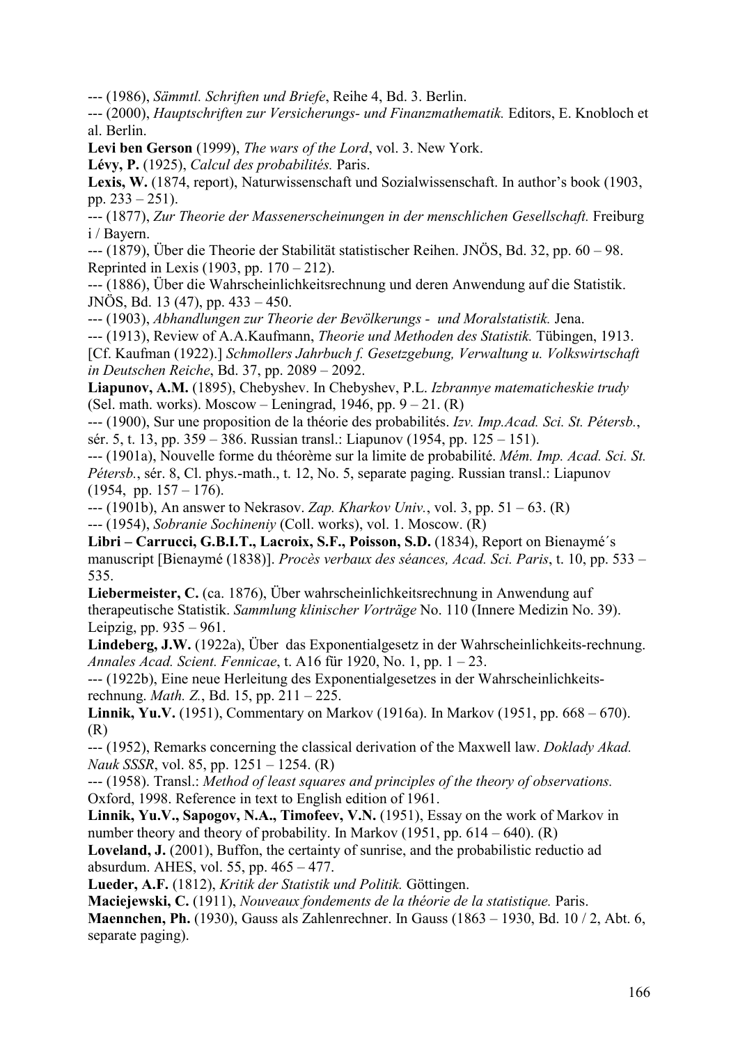--- (1986), *Sämmtl. Schriften und Briefe*, Reihe 4, Bd. 3. Berlin.

--- (2000), *Hauptschriften zur Versicherungs- und Finanzmathematik.* Editors, E. Knobloch et al. Berlin.

**Levi ben Gerson** (1999), *The wars of the Lord*, vol. 3. New York.

**Lévy, P.** (1925), *Calcul des probabilités.* Paris.

**Lexis, W.** (1874, report), Naturwissenschaft und Sozialwissenschaft. In author's book (1903, pp. 233 – 251).

--- (1877), *Zur Theorie der Massenerscheinungen in der menschlichen Gesellschaft.* Freiburg i / Bayern.

--- (1879), Über die Theorie der Stabilität statistischer Reihen. JNÖS, Bd. 32, pp. 60 – 98. Reprinted in Lexis (1903, pp. 170 – 212).

--- (1886), Über die Wahrscheinlichkeitsrechnung und deren Anwendung auf die Statistik. JNÖS, Bd. 13 (47), pp. 433 – 450.

--- (1903), *Abhandlungen zur Theorie der Bevölkerungs - und Moralstatistik.* Jena.

--- (1913), Review of A.A.Kaufmann, *Theorie und Methoden des Statistik.* Tübingen, 1913. [Cf. Kaufman (1922).] *Schmollers Jahrbuch f. Gesetzgebung, Verwaltung u. Volkswirtschaft in Deutschen Reiche*, Bd. 37, pp. 2089 – 2092.

**Liapunov, A.M.** (1895), Chebyshev. In Chebyshev, P.L. *Izbrannye matematicheskie trudy* (Sel. math. works). Moscow – Leningrad, 1946, pp. 9 – 21. (R)

--- (1900), Sur une proposition de la théorie des probabilités. *Izv. Imp.Acad. Sci. St. Pétersb.*, sér. 5, t. 13, pp. 359 – 386. Russian transl.: Liapunov (1954, pp. 125 – 151).

--- (1901a), Nouvelle forme du théorème sur la limite de probabilité. *Mém. Imp. Acad. Sci. St. Pétersb.*, sér. 8, Cl. phys.-math., t. 12, No. 5, separate paging. Russian transl.: Liapunov (1954, pp. 157 – 176).

--- (1901b), An answer to Nekrasov. *Zap. Kharkov Univ.*, vol. 3, pp. 51 – 63. (R)

--- (1954), *Sobranie Sochineniy* (Coll. works), vol. 1. Moscow. (R)

**Libri – Carrucci, G.B.I.T., Lacroix, S.F., Poisson, S.D.** (1834), Report on Bienaymé´s manuscript [Bienaymé (1838)]. *Procès verbaux des séances, Acad. Sci. Paris*, t. 10, pp. 533 – 535.

**Liebermeister, C.** (ca. 1876), Über wahrscheinlichkeitsrechnung in Anwendung auf therapeutische Statistik. *Sammlung klinischer Vorträge* No. 110 (Innere Medizin No. 39). Leipzig, pp. 935 – 961.

**Lindeberg, J.W.** (1922a), Über das Exponentialgesetz in der Wahrscheinlichkeits-rechnung. *Annales Acad. Scient. Fennicae*, t. A16 für 1920, No. 1, pp. 1 – 23.

--- (1922b), Eine neue Herleitung des Exponentialgesetzes in der Wahrscheinlichkeits-rechnung. *Math. Z.*, Bd. 15, pp. 211 – 225.

**Linnik, Yu.V.** (1951), Commentary on Markov (1916a). In Markov (1951, pp. 668 – 670). (R)

--- (1952), Remarks concerning the classical derivation of the Maxwell law. *Doklady Akad. Nauk SSSR*, vol. 85, pp. 1251 – 1254. (R)

--- (1958). Transl.: *Method of least squares and principles of the theory of observations.* Oxford, 1998. Reference in text to English edition of 1961.

**Linnik, Yu.V., Sapogov, N.A., Timofeev, V.N.** (1951), Essay on the work of Markov in number theory and theory of probability. In Markov (1951, pp. 614 – 640). (R)

**Loveland, J.** (2001), Buffon, the certainty of sunrise, and the probabilistic reductio ad absurdum. AHES, vol. 55, pp. 465 – 477.

**Lueder, A.F.** (1812), *Kritik der Statistik und Politik.* Göttingen.

**Maciejewski, C.** (1911), *Nouveaux fondements de la théorie de la statistique.* Paris.

**Maennchen, Ph.** (1930), Gauss als Zahlenrechner. In Gauss (1863 – 1930, Bd. 10 / 2, Abt. 6, separate paging).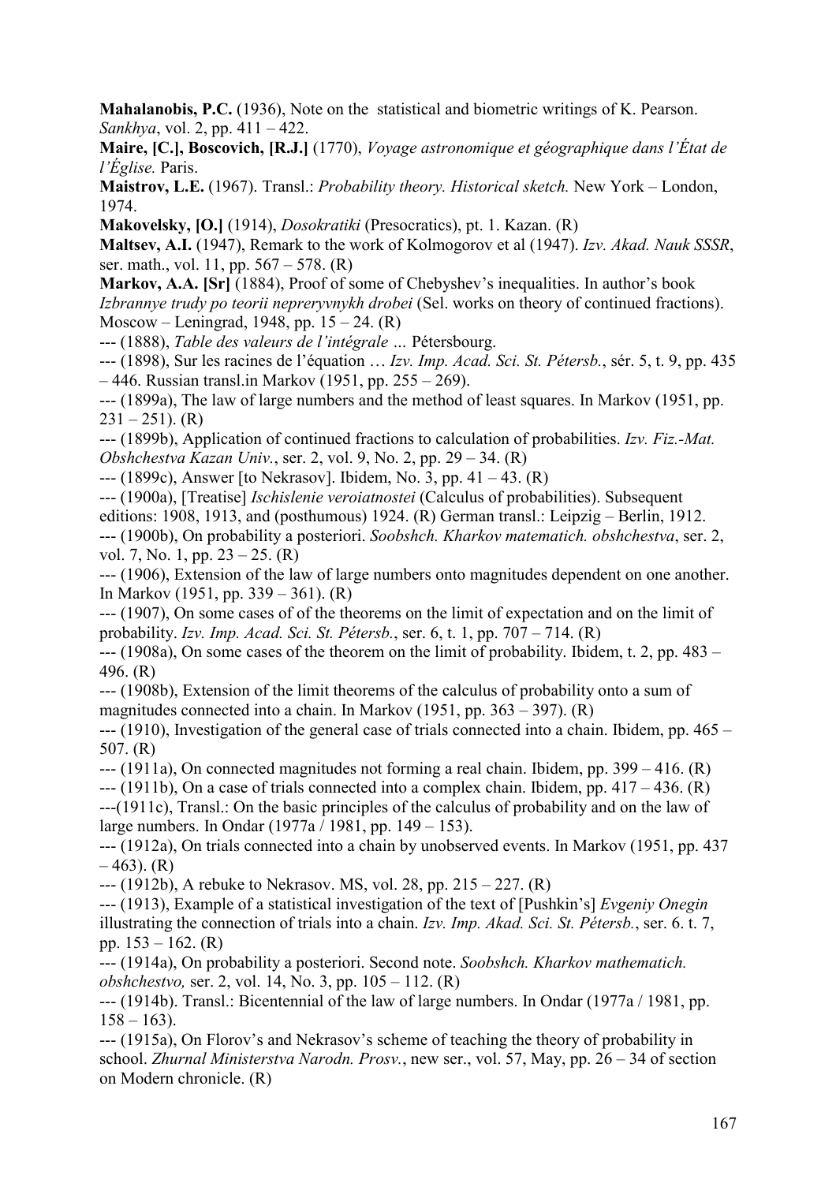**Mahalanobis, P.C.** (1936), Note on the  statistical and biometric writings of K. Pearson. *Sankhya*, vol. 2, pp. 411 – 422.

**Maire, [C.], Boscovich, [R.J.]** (1770), *Voyage astronomique et géographique dans l'État de l'Église.* Paris.

**Maistrov, L.E.** (1967). Transl.: *Probability theory. Historical sketch.* New York – London, 1974.

**Makovelsky, [O.]** (1914), *Dosokratiki* (Presocratics), pt. 1. Kazan. (R)

**Maltsev, A.I.** (1947), Remark to the work of Kolmogorov et al (1947). *Izv. Akad. Nauk SSSR*, ser. math., vol. 11, pp. 567 – 578. (R)

**Markov, A.A. [Sr]** (1884), Proof of some of Chebyshev's inequalities. In author's book *Izbrannye trudy po teorii nepreryvnykh drobei* (Sel. works on theory of continued fractions). Moscow – Leningrad, 1948, pp. 15 – 24. (R)

--- (1888), *Table des valeurs de l'intégrale …* Pétersbourg.

--- (1898), Sur les racines de l'équation … *Izv. Imp. Acad. Sci. St. Pétersb.*, sér. 5, t. 9, pp. 435 – 446. Russian transl.in Markov (1951, pp. 255 – 269).

--- (1899a), The law of large numbers and the method of least squares. In Markov (1951, pp. 231 – 251). (R)

--- (1899b), Application of continued fractions to calculation of probabilities. *Izv. Fiz.-Mat. Obshchestva Kazan Univ.*, ser. 2, vol. 9, No. 2, pp. 29 – 34. (R)

--- (1899c), Answer [to Nekrasov]. Ibidem, No. 3, pp. 41 – 43. (R)

--- (1900a), [Treatise] *Ischislenie veroiatnostei* (Calculus of probabilities). Subsequent editions: 1908, 1913, and (posthumous) 1924. (R) German transl.: Leipzig – Berlin, 1912.

--- (1900b), On probability a posteriori. *Soobshch. Kharkov matematich. obshchestva*, ser. 2, vol. 7, No. 1, pp. 23 – 25. (R)

--- (1906), Extension of the law of large numbers onto magnitudes dependent on one another. In Markov (1951, pp. 339 – 361). (R)

--- (1907), On some cases of of the theorems on the limit of expectation and on the limit of probability. *Izv. Imp. Acad. Sci. St. Pétersb.*, ser. 6, t. 1, pp. 707 – 714. (R)

--- (1908a), On some cases of the theorem on the limit of probability. Ibidem, t. 2, pp. 483 – 496. (R)

--- (1908b), Extension of the limit theorems of the calculus of probability onto a sum of magnitudes connected into a chain. In Markov (1951, pp. 363 – 397). (R)

--- (1910), Investigation of the general case of trials connected into a chain. Ibidem, pp. 465 – 507. (R)

--- (1911a), On connected magnitudes not forming a real chain. Ibidem, pp. 399 – 416. (R)

--- (1911b), On a case of trials connected into a complex chain. Ibidem, pp. 417 – 436. (R)

---(1911c), Transl.: On the basic principles of the calculus of probability and on the law of large numbers. In Ondar (1977a / 1981, pp. 149 – 153).

--- (1912a), On trials connected into a chain by unobserved events. In Markov (1951, pp. 437 – 463). (R)

--- (1912b), A rebuke to Nekrasov. MS, vol. 28, pp. 215 – 227. (R)

--- (1913), Example of a statistical investigation of the text of [Pushkin's] *Evgeniy Onegin* illustrating the connection of trials into a chain. *Izv. Imp. Akad. Sci. St. Pétersb.*, ser. 6. t. 7, pp. 153 – 162. (R)

--- (1914a), On probability a posteriori. Second note. *Soobshch. Kharkov mathematich. obshchestvo,* ser. 2, vol. 14, No. 3, pp. 105 – 112. (R)

--- (1914b). Transl.: Bicentennial of the law of large numbers. In Ondar (1977a / 1981, pp. 158 – 163).

--- (1915a), On Florov's and Nekrasov's scheme of teaching the theory of probability in school. *Zhurnal Ministerstva Narodn. Prosv.*, new ser., vol. 57, May, pp. 26 – 34 of section on Modern chronicle. (R)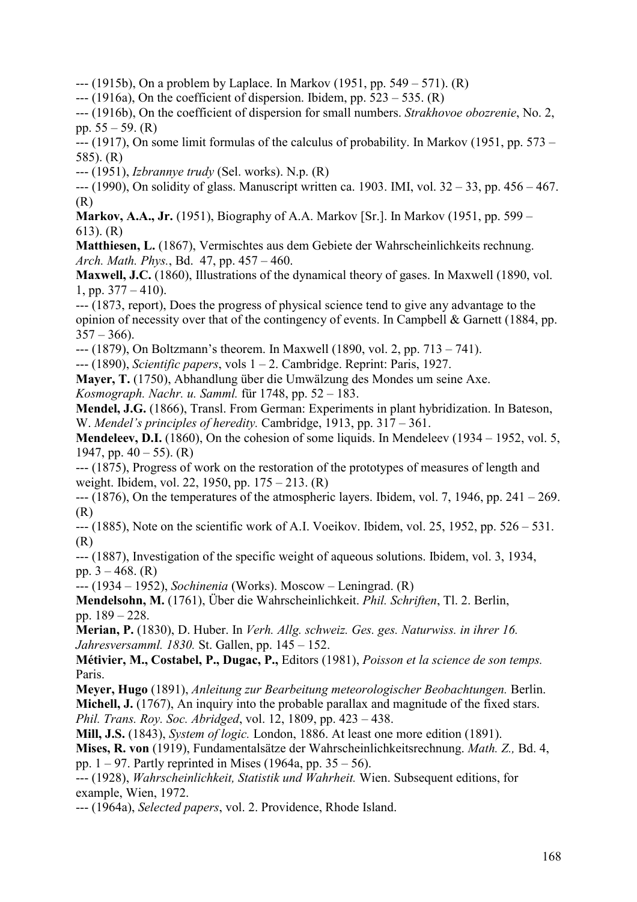--- (1915b), On a problem by Laplace. In Markov (1951, pp. 549 – 571). (R)

--- (1916a), On the coefficient of dispersion. Ibidem, pp. 523 – 535. (R)

--- (1916b), On the coefficient of dispersion for small numbers. *Strakhovoe obozrenie*, No. 2, pp. 55 – 59. (R)

--- (1917), On some limit formulas of the calculus of probability. In Markov (1951, pp. 573 – 585). (R)

--- (1951), *Izbrannye trudy* (Sel. works). N.p. (R)

--- (1990), On solidity of glass. Manuscript written ca. 1903. IMI, vol. 32 – 33, pp. 456 – 467. (R)

**Markov, A.A., Jr.** (1951), Biography of A.A. Markov [Sr.]. In Markov (1951, pp. 599 – 613). (R)

**Matthiesen, L.** (1867), Vermischtes aus dem Gebiete der Wahrscheinlichkeits rechnung. *Arch. Math. Phys.*, Bd. 47, pp. 457 – 460.

**Maxwell, J.C.** (1860), Illustrations of the dynamical theory of gases. In Maxwell (1890, vol. 1, pp. 377 – 410).

--- (1873, report), Does the progress of physical science tend to give any advantage to the opinion of necessity over that of the contingency of events. In Campbell & Garnett (1884, pp. 357 – 366).

--- (1879), On Boltzmann's theorem. In Maxwell (1890, vol. 2, pp. 713 – 741).

--- (1890), *Scientific papers*, vols 1 – 2. Cambridge. Reprint: Paris, 1927.

**Mayer, T.** (1750), Abhandlung über die Umwälzung des Mondes um seine Axe. *Kosmograph. Nachr. u. Samml.* für 1748, pp. 52 – 183.

**Mendel, J.G.** (1866), Transl. From German: Experiments in plant hybridization. In Bateson, W. *Mendel's principles of heredity.* Cambridge, 1913, pp. 317 – 361.

**Mendeleev, D.I.** (1860), On the cohesion of some liquids. In Mendeleev (1934 – 1952, vol. 5, 1947, pp. 40 – 55). (R)

--- (1875), Progress of work on the restoration of the prototypes of measures of length and weight. Ibidem, vol. 22, 1950, pp. 175 – 213. (R)

--- (1876), On the temperatures of the atmospheric layers. Ibidem, vol. 7, 1946, pp. 241 – 269. (R)

--- (1885), Note on the scientific work of A.I. Voeikov. Ibidem, vol. 25, 1952, pp. 526 – 531. (R)

--- (1887), Investigation of the specific weight of aqueous solutions. Ibidem, vol. 3, 1934, pp. 3 – 468. (R)

--- (1934 – 1952), *Sochinenia* (Works). Moscow – Leningrad. (R)

**Mendelsohn, M.** (1761), Über die Wahrscheinlichkeit. *Phil. Schriften*, Tl. 2. Berlin, pp. 189 – 228.

**Merian, P.** (1830), D. Huber. In *Verh. Allg. schweiz. Ges. ges. Naturwiss. in ihrer 16. Jahresversamml. 1830.* St. Gallen, pp. 145 – 152.

**Métivier, M., Costabel, P., Dugac, P.,** Editors (1981), *Poisson et la science de son temps.* Paris.

**Meyer, Hugo** (1891), *Anleitung zur Bearbeitung meteorologischer Beobachtungen.* Berlin.

**Michell, J.** (1767), An inquiry into the probable parallax and magnitude of the fixed stars. *Phil. Trans. Roy. Soc. Abridged*, vol. 12, 1809, pp. 423 – 438.

**Mill, J.S.** (1843), *System of logic.* London, 1886. At least one more edition (1891).

**Mises, R. von** (1919), Fundamentalsätze der Wahrscheinlichkeitsrechnung. *Math. Z.,* Bd. 4, pp. 1 – 97. Partly reprinted in Mises (1964a, pp. 35 – 56).

--- (1928), *Wahrscheinlichkeit, Statistik und Wahrheit.* Wien. Subsequent editions, for example, Wien, 1972.

--- (1964a), *Selected papers*, vol. 2. Providence, Rhode Island.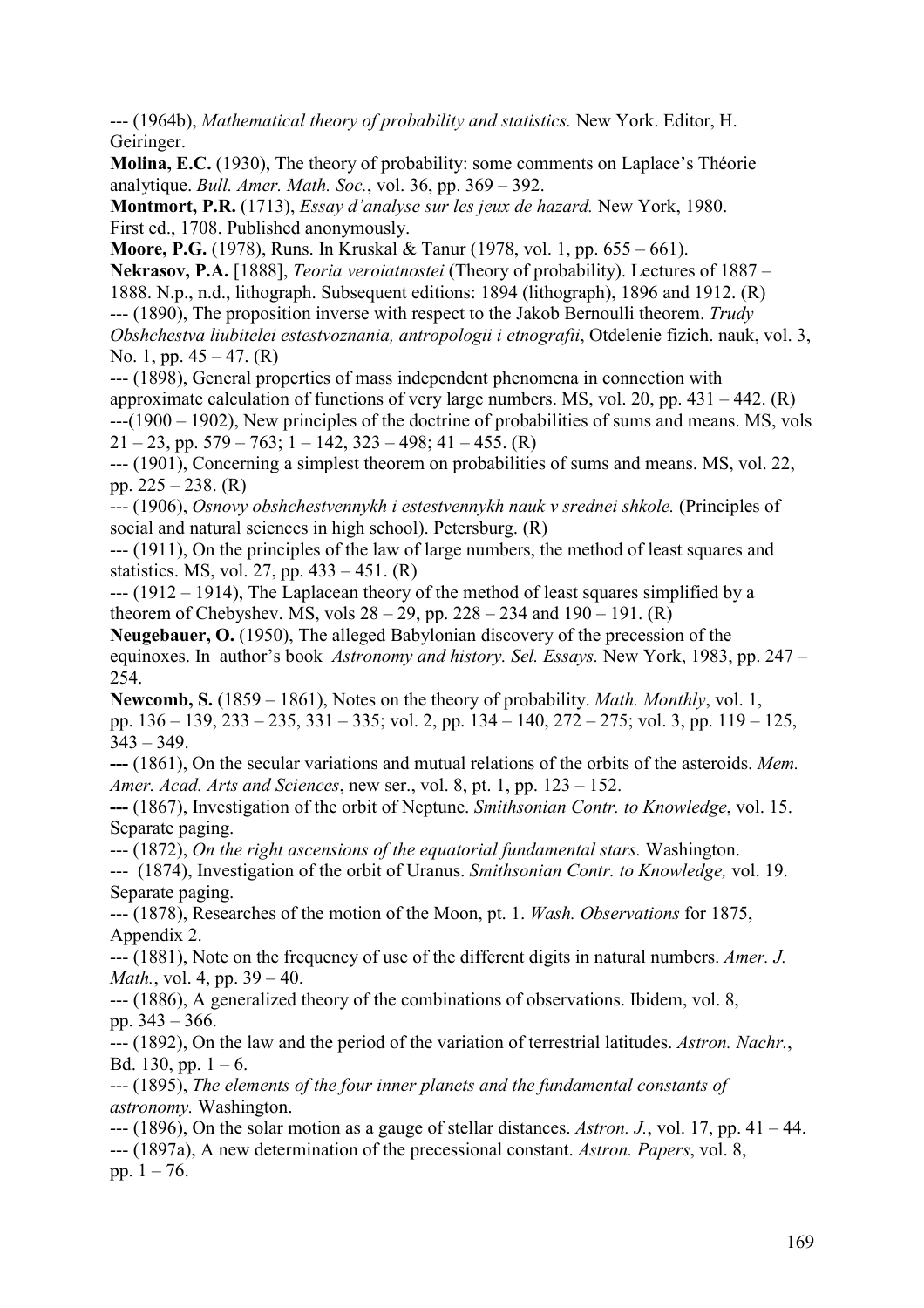--- (1964b), *Mathematical theory of probability and statistics.* New York. Editor, H. Geiringer.

**Molina, E.C.** (1930), The theory of probability: some comments on Laplace's Théorie analytique. *Bull. Amer. Math. Soc.*, vol. 36, pp. 369 – 392.

**Montmort, P.R.** (1713), *Essay d'analyse sur les jeux de hazard.* New York, 1980. First ed., 1708. Published anonymously.

**Moore, P.G.** (1978), Runs. In Kruskal & Tanur (1978, vol. 1, pp. 655 – 661).

**Nekrasov, P.A.** [1888], *Teoria veroiatnostei* (Theory of probability). Lectures of 1887 – 1888. N.p., n.d., lithograph. Subsequent editions: 1894 (lithograph), 1896 and 1912. (R)

--- (1890), The proposition inverse with respect to the Jakob Bernoulli theorem. *Trudy Obshchestva liubitelei estestvoznania, antropologii i etnografii*, Otdelenie fizich. nauk, vol. 3, No. 1, pp. 45 – 47. (R)

--- (1898), General properties of mass independent phenomena in connection with approximate calculation of functions of very large numbers. MS, vol. 20, pp. 431 – 442. (R)

---(1900 – 1902), New principles of the doctrine of probabilities of sums and means. MS, vols 21 – 23, pp. 579 – 763; 1 – 142, 323 – 498; 41 – 455. (R)

--- (1901), Concerning a simplest theorem on probabilities of sums and means. MS, vol. 22, pp. 225 – 238. (R)

--- (1906), *Osnovy obshchestvennykh i estestvennykh nauk v srednei shkole.* (Principles of social and natural sciences in high school). Petersburg. (R)

--- (1911), On the principles of the law of large numbers, the method of least squares and statistics. MS, vol. 27, pp. 433 – 451. (R)

--- (1912 – 1914), The Laplacean theory of the method of least squares simplified by a theorem of Chebyshev. MS, vols 28 – 29, pp. 228 – 234 and 190 – 191. (R)

**Neugebauer, O.** (1950), The alleged Babylonian discovery of the precession of the equinoxes. In author's book *Astronomy and history. Sel. Essays.* New York, 1983, pp. 247 – 254.

**Newcomb, S.** (1859 – 1861), Notes on the theory of probability. *Math. Monthly*, vol. 1, pp. 136 – 139, 233 – 235, 331 – 335; vol. 2, pp. 134 – 140, 272 – 275; vol. 3, pp. 119 – 125, 343 – 349.

**---** (1861), On the secular variations and mutual relations of the orbits of the asteroids. *Mem. Amer. Acad. Arts and Sciences*, new ser., vol. 8, pt. 1, pp. 123 – 152.

**---** (1867), Investigation of the orbit of Neptune. *Smithsonian Contr. to Knowledge*, vol. 15. Separate paging.

--- (1872), *On the right ascensions of the equatorial fundamental stars.* Washington.

--- (1874), Investigation of the orbit of Uranus. *Smithsonian Contr. to Knowledge,* vol. 19. Separate paging.

--- (1878), Researches of the motion of the Moon, pt. 1. *Wash. Observations* for 1875, Appendix 2.

--- (1881), Note on the frequency of use of the different digits in natural numbers. *Amer. J. Math.*, vol. 4, pp. 39 – 40.

--- (1886), A generalized theory of the combinations of observations. Ibidem, vol. 8, pp. 343 – 366.

--- (1892), On the law and the period of the variation of terrestrial latitudes. *Astron. Nachr.*, Bd. 130, pp. 1 – 6.

--- (1895), *The elements of the four inner planets and the fundamental constants of astronomy.* Washington.

--- (1896), On the solar motion as a gauge of stellar distances. *Astron. J.*, vol. 17, pp. 41 – 44.

--- (1897a), A new determination of the precessional constant. *Astron. Papers*, vol. 8, pp. 1 – 76.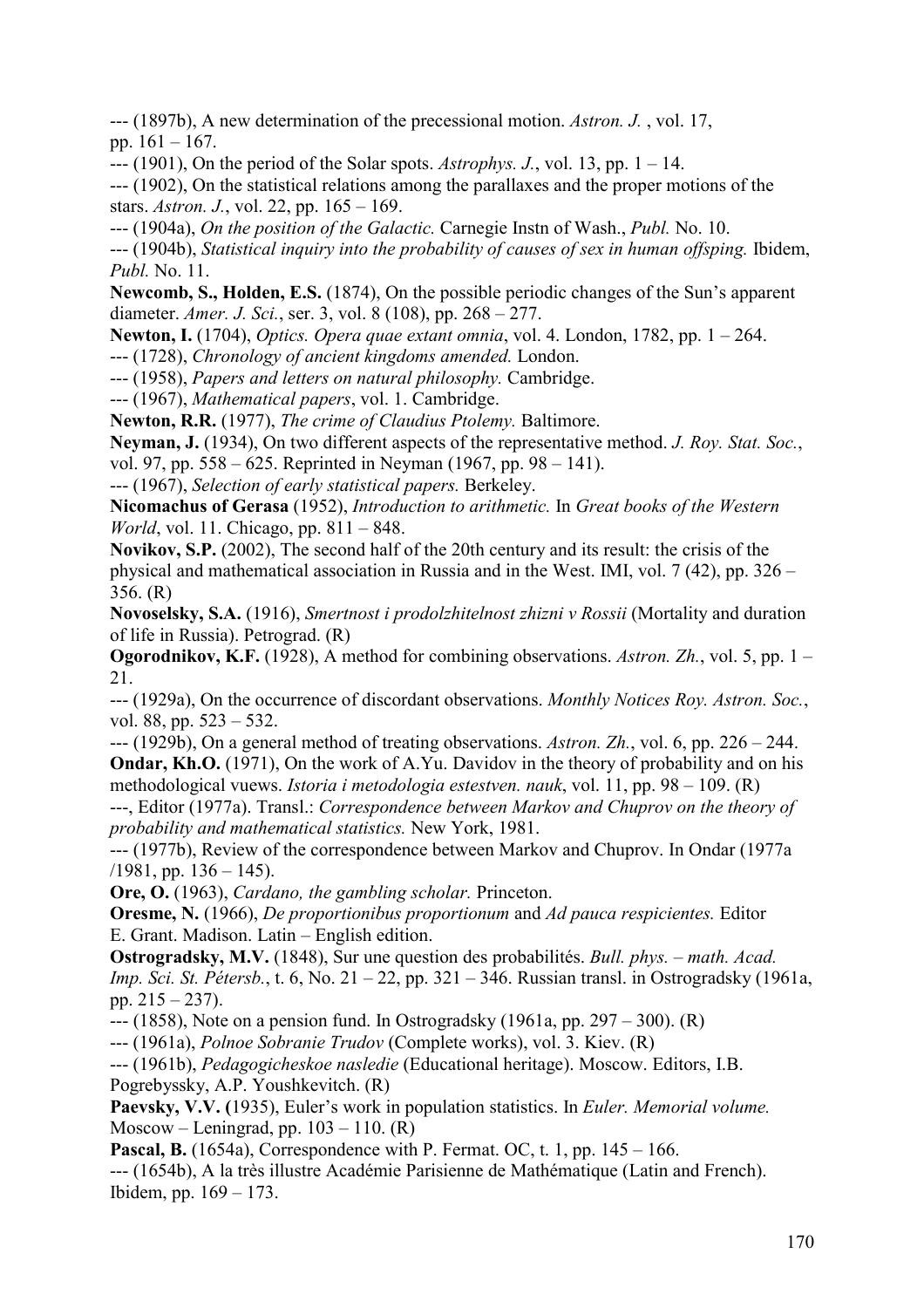--- (1897b), A new determination of the precessional motion. *Astron. J.* , vol. 17, pp. 161 – 167.

--- (1901), On the period of the Solar spots. *Astrophys. J.*, vol. 13, pp. 1 – 14.

--- (1902), On the statistical relations among the parallaxes and the proper motions of the stars. *Astron. J.*, vol. 22, pp. 165 – 169.

--- (1904a), *On the position of the Galactic.* Carnegie Instn of Wash., *Publ.* No. 10.

--- (1904b), *Statistical inquiry into the probability of causes of sex in human offsping.* Ibidem, *Publ.* No. 11.

**Newcomb, S., Holden, E.S.** (1874), On the possible periodic changes of the Sun's apparent diameter. *Amer. J. Sci.*, ser. 3, vol. 8 (108), pp. 268 – 277.

**Newton, I.** (1704), *Optics. Opera quae extant omnia*, vol. 4. London, 1782, pp. 1 – 264.

--- (1728), *Chronology of ancient kingdoms amended.* London.

--- (1958), *Papers and letters on natural philosophy.* Cambridge.

--- (1967), *Mathematical papers*, vol. 1. Cambridge.

**Newton, R.R.** (1977), *The crime of Claudius Ptolemy.* Baltimore.

**Neyman, J.** (1934), On two different aspects of the representative method. *J. Roy. Stat. Soc.*, vol. 97, pp. 558 – 625. Reprinted in Neyman (1967, pp. 98 – 141).

--- (1967), *Selection of early statistical papers.* Berkeley.

**Nicomachus of Gerasa** (1952), *Introduction to arithmetic.* In *Great books of the Western World*, vol. 11. Chicago, pp. 811 – 848.

**Novikov, S.P.** (2002), The second half of the 20th century and its result: the crisis of the physical and mathematical association in Russia and in the West. IMI, vol. 7 (42), pp. 326 – 356. (R)

**Novoselsky, S.A.** (1916), *Smertnost i prodolzhitelnost zhizni v Rossii* (Mortality and duration of life in Russia). Petrograd. (R)

**Ogorodnikov, K.F.** (1928), A method for combining observations. *Astron. Zh.*, vol. 5, pp. 1 – 21.

--- (1929a), On the occurrence of discordant observations. *Monthly Notices Roy. Astron. Soc.*, vol. 88, pp. 523 – 532.

--- (1929b), On a general method of treating observations. *Astron. Zh.*, vol. 6, pp. 226 – 244.

**Ondar, Kh.O.** (1971), On the work of A.Yu. Davidov in the theory of probability and on his methodological vuews. *Istoria i metodologia estestven. nauk*, vol. 11, pp. 98 – 109. (R)

---, Editor (1977a). Transl.: *Correspondence between Markov and Chuprov on the theory of probability and mathematical statistics.* New York, 1981.

--- (1977b), Review of the correspondence between Markov and Chuprov. In Ondar (1977a /1981, pp. 136 – 145).

**Ore, O.** (1963), *Cardano, the gambling scholar.* Princeton.

**Oresme, N.** (1966), *De proportionibus proportionum* and *Ad pauca respicientes.* Editor E. Grant. Madison. Latin – English edition.

**Ostrogradsky, M.V.** (1848), Sur une question des probabilités. *Bull. phys. – math. Acad. Imp. Sci. St. Pétersb.*, t. 6, No. 21 – 22, pp. 321 – 346. Russian transl. in Ostrogradsky (1961a, pp. 215 – 237).

--- (1858), Note on a pension fund. In Ostrogradsky (1961a, pp. 297 – 300). (R)

--- (1961a), *Polnoe Sobranie Trudov* (Complete works), vol. 3. Kiev. (R)

--- (1961b), *Pedagogicheskoe nasledie* (Educational heritage). Moscow. Editors, I.B. Pogrebyssky, A.P. Youshkevitch. (R)

**Paevsky, V.V. (**1935), Euler's work in population statistics. In *Euler. Memorial volume.* Moscow – Leningrad, pp. 103 – 110. (R)

**Pascal, B.** (1654a), Correspondence with P. Fermat. OC, t. 1, pp. 145 – 166.

--- (1654b), A la très illustre Académie Parisienne de Mathématique (Latin and French). Ibidem, pp. 169 – 173.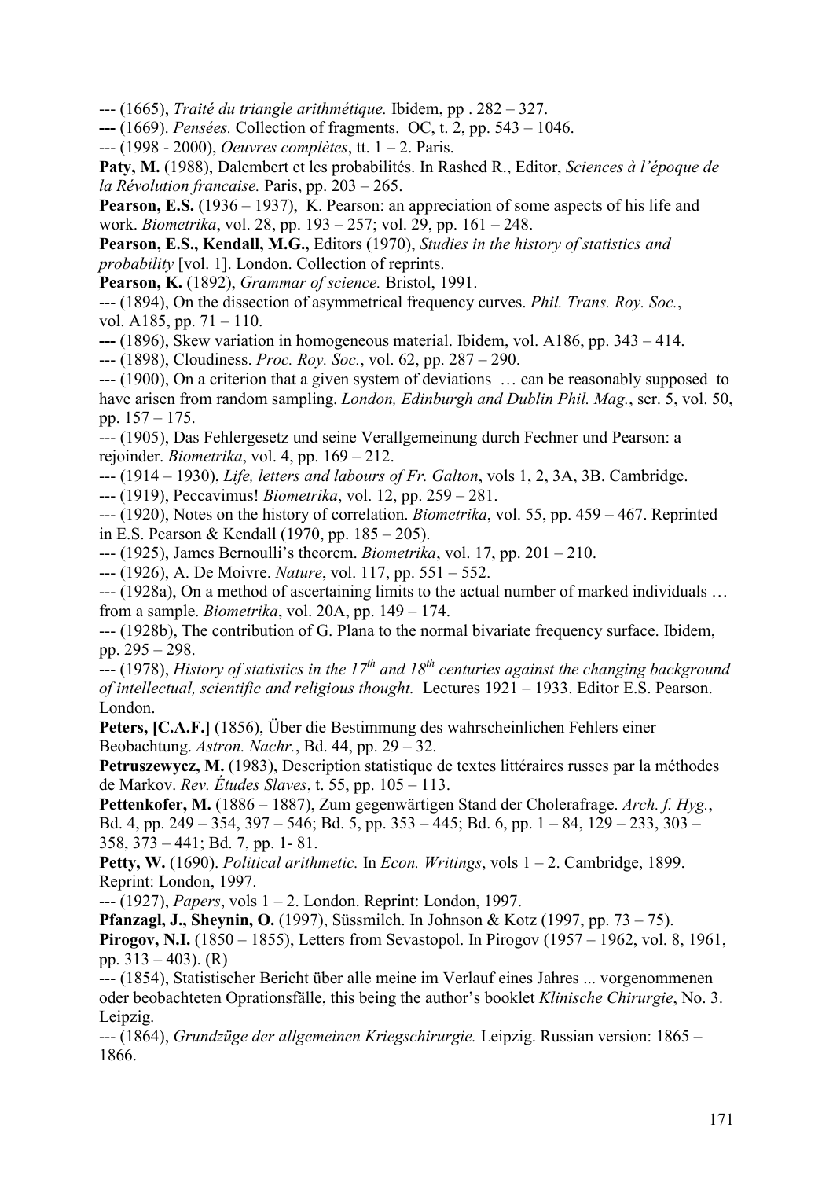--- (1665), *Traité du triangle arithmétique.* Ibidem, pp . 282 – 327.

**---** (1669). *Pensées.* Collection of fragments. OC, t. 2, pp. 543 – 1046.

--- (1998 - 2000), *Oeuvres complètes*, tt. 1 – 2. Paris.

**Paty, M.** (1988), Dalembert et les probabilités. In Rashed R., Editor, *Sciences à l'époque de la Révolution francaise.* Paris, pp. 203 – 265.

**Pearson, E.S.** (1936 – 1937), K. Pearson: an appreciation of some aspects of his life and work. *Biometrika*, vol. 28, pp. 193 – 257; vol. 29, pp. 161 – 248.

**Pearson, E.S., Kendall, M.G.,** Editors (1970), *Studies in the history of statistics and probability* [vol. 1]. London. Collection of reprints.

**Pearson, K.** (1892), *Grammar of science.* Bristol, 1991.

--- (1894), On the dissection of asymmetrical frequency curves. *Phil. Trans. Roy. Soc.*, vol. A185, pp. 71 – 110.

**---** (1896), Skew variation in homogeneous material. Ibidem, vol. A186, pp. 343 – 414.

--- (1898), Cloudiness. *Proc. Roy. Soc.*, vol. 62, pp. 287 – 290.

--- (1900), On a criterion that a given system of deviations … can be reasonably supposed to have arisen from random sampling. *London, Edinburgh and Dublin Phil. Mag.*, ser. 5, vol. 50, pp. 157 – 175.

--- (1905), Das Fehlergesetz und seine Verallgemeinung durch Fechner und Pearson: a rejoinder. *Biometrika*, vol. 4, pp. 169 – 212.

--- (1914 – 1930), *Life, letters and labours of Fr. Galton*, vols 1, 2, 3A, 3B. Cambridge.

--- (1919), Peccavimus! *Biometrika*, vol. 12, pp. 259 – 281.

--- (1920), Notes on the history of correlation. *Biometrika*, vol. 55, pp. 459 – 467. Reprinted in E.S. Pearson & Kendall (1970, pp. 185 – 205).

--- (1925), James Bernoulli's theorem. *Biometrika*, vol. 17, pp. 201 – 210.

--- (1926), A. De Moivre. *Nature*, vol. 117, pp. 551 – 552.

--- (1928a), On a method of ascertaining limits to the actual number of marked individuals … from a sample. *Biometrika*, vol. 20A, pp. 149 – 174.

--- (1928b), The contribution of G. Plana to the normal bivariate frequency surface. Ibidem, pp. 295 – 298.

--- (1978), *History of statistics in the 17th and 18th centuries against the changing background of intellectual, scientific and religious thought.* Lectures 1921 – 1933. Editor E.S. Pearson. London.

**Peters, [C.A.F.]** (1856), Über die Bestimmung des wahrscheinlichen Fehlers einer Beobachtung. *Astron. Nachr.*, Bd. 44, pp. 29 – 32.

**Petruszewycz, M.** (1983), Description statistique de textes littéraires russes par la méthodes de Markov. *Rev. Études Slaves*, t. 55, pp. 105 – 113.

**Pettenkofer, M.** (1886 – 1887), Zum gegenwärtigen Stand der Cholerafrage. *Arch. f. Hyg.*, Bd. 4, pp. 249 – 354, 397 – 546; Bd. 5, pp. 353 – 445; Bd. 6, pp. 1 – 84, 129 – 233, 303 – 358, 373 – 441; Bd. 7, pp. 1- 81.

**Petty, W.** (1690). *Political arithmetic.* In *Econ. Writings*, vols 1 – 2. Cambridge, 1899. Reprint: London, 1997.

--- (1927), *Papers*, vols 1 – 2. London. Reprint: London, 1997.

**Pfanzagl, J., Sheynin, O.** (1997), Süssmilch. In Johnson & Kotz (1997, pp. 73 – 75).

**Pirogov, N.I.** (1850 – 1855), Letters from Sevastopol. In Pirogov (1957 – 1962, vol. 8, 1961, pp. 313 – 403). (R)

--- (1854), Statistischer Bericht über alle meine im Verlauf eines Jahres ... vorgenommenen oder beobachteten Oprationsfälle, this being the author's booklet *Klinische Chirurgie*, No. 3. Leipzig.

--- (1864), *Grundzüge der allgemeinen Kriegschirurgie.* Leipzig. Russian version: 1865 – 1866.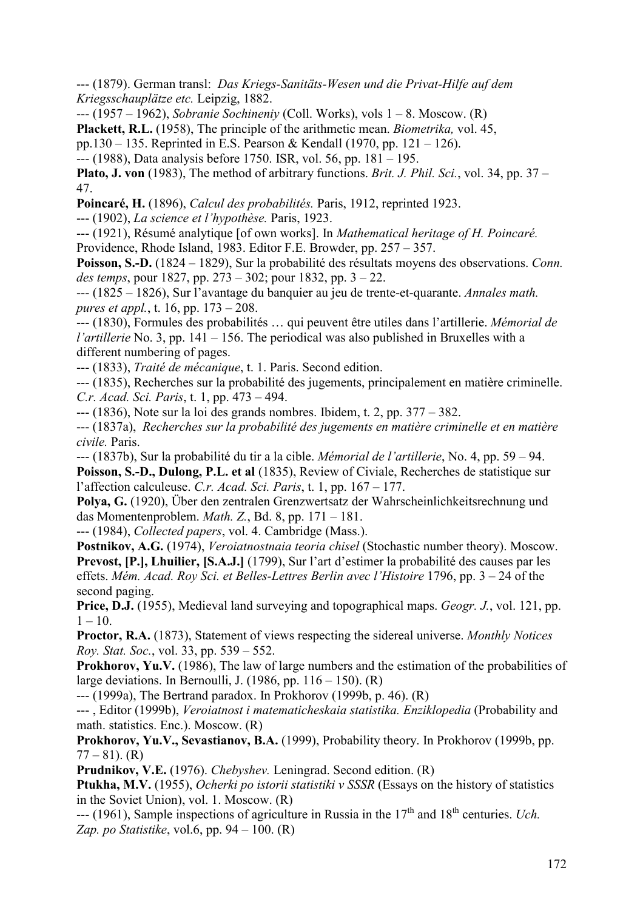--- (1879). German transl: *Das Kriegs-Sanitäts-Wesen und die Privat-Hilfe auf dem Kriegsschauplätze etc.* Leipzig, 1882.

--- (1957 – 1962), *Sobranie Sochineniy* (Coll. Works), vols 1 – 8. Moscow. (R)

**Plackett, R.L.** (1958), The principle of the arithmetic mean. *Biometrika,* vol. 45, pp.130 – 135. Reprinted in E.S. Pearson & Kendall (1970, pp. 121 – 126).

--- (1988), Data analysis before 1750. ISR, vol. 56, pp. 181 – 195.

**Plato, J. von** (1983), The method of arbitrary functions. *Brit. J. Phil. Sci.*, vol. 34, pp. 37 – 47.

**Poincaré, H.** (1896), *Calcul des probabilités.* Paris, 1912, reprinted 1923.

--- (1902), *La science et l'hypothèse.* Paris, 1923.

--- (1921), Résumé analytique [of own works]. In *Mathematical heritage of H. Poincaré.* Providence, Rhode Island, 1983. Editor F.E. Browder, pp. 257 – 357.

**Poisson, S.-D.** (1824 – 1829), Sur la probabilité des résultats moyens des observations. *Conn. des temps*, pour 1827, pp. 273 – 302; pour 1832, pp. 3 – 22.

--- (1825 – 1826), Sur l'avantage du banquier au jeu de trente-et-quarante. *Annales math. pures et appl.*, t. 16, pp. 173 – 208.

--- (1830), Formules des probabilités … qui peuvent être utiles dans l'artillerie. *Mémorial de l'artillerie* No. 3, pp. 141 – 156. The periodical was also published in Bruxelles with a different numbering of pages.

--- (1833), *Traité de mécanique*, t. 1. Paris. Second edition.

--- (1835), Recherches sur la probabilité des jugements, principalement en matière criminelle. *C.r. Acad. Sci. Paris*, t. 1, pp. 473 – 494.

--- (1836), Note sur la loi des grands nombres. Ibidem, t. 2, pp. 377 – 382.

--- (1837a), *Recherches sur la probabilité des jugements en matière criminelle et en matière civile.* Paris.

--- (1837b), Sur la probabilité du tir a la cible. *Mémorial de l'artillerie*, No. 4, pp. 59 – 94.

**Poisson, S.-D., Dulong, P.L. et al** (1835), Review of Civiale, Recherches de statistique sur l'affection calculeuse. *C.r. Acad. Sci. Paris*, t. 1, pp. 167 – 177.

**Polya, G.** (1920), Über den zentralen Grenzwertsatz der Wahrscheinlichkeitsrechnung und das Momentenproblem. *Math. Z.*, Bd. 8, pp. 171 – 181.

--- (1984), *Collected papers*, vol. 4. Cambridge (Mass.).

**Postnikov, A.G.** (1974), *Veroiatnostnaia teoria chisel* (Stochastic number theory). Moscow.

**Prevost, [P.], Lhuilier, [S.A.J.]** (1799), Sur l'art d'estimer la probabilité des causes par les effets. *Mém. Acad. Roy Sci. et Belles-Lettres Berlin avec l'Histoire* 1796, pp. 3 – 24 of the second paging.

**Price, D.J.** (1955), Medieval land surveying and topographical maps. *Geogr. J.*, vol. 121, pp. 1 – 10.

**Proctor, R.A.** (1873), Statement of views respecting the sidereal universe. *Monthly Notices Roy. Stat. Soc.*, vol. 33, pp. 539 – 552.

**Prokhorov, Yu.V.** (1986), The law of large numbers and the estimation of the probabilities of large deviations. In Bernoulli, J. (1986, pp. 116 – 150). (R)

--- (1999a), The Bertrand paradox. In Prokhorov (1999b, p. 46). (R)

--- , Editor (1999b), *Veroiatnost i matematicheskaia statistika. Enziklopedia* (Probability and math. statistics. Enc.). Moscow. (R)

**Prokhorov, Yu.V., Sevastianov, B.A.** (1999), Probability theory. In Prokhorov (1999b, pp. 77 – 81). (R)

**Prudnikov, V.E.** (1976). *Chebyshev.* Leningrad. Second edition. (R)

**Ptukha, M.V.** (1955), *Ocherki po istorii statistiki v SSSR* (Essays on the history of statistics in the Soviet Union), vol. 1. Moscow. (R)

--- (1961), Sample inspections of agriculture in Russia in the 17th and 18th centuries. *Uch. Zap. po Statistike*, vol.6, pp. 94 – 100. (R)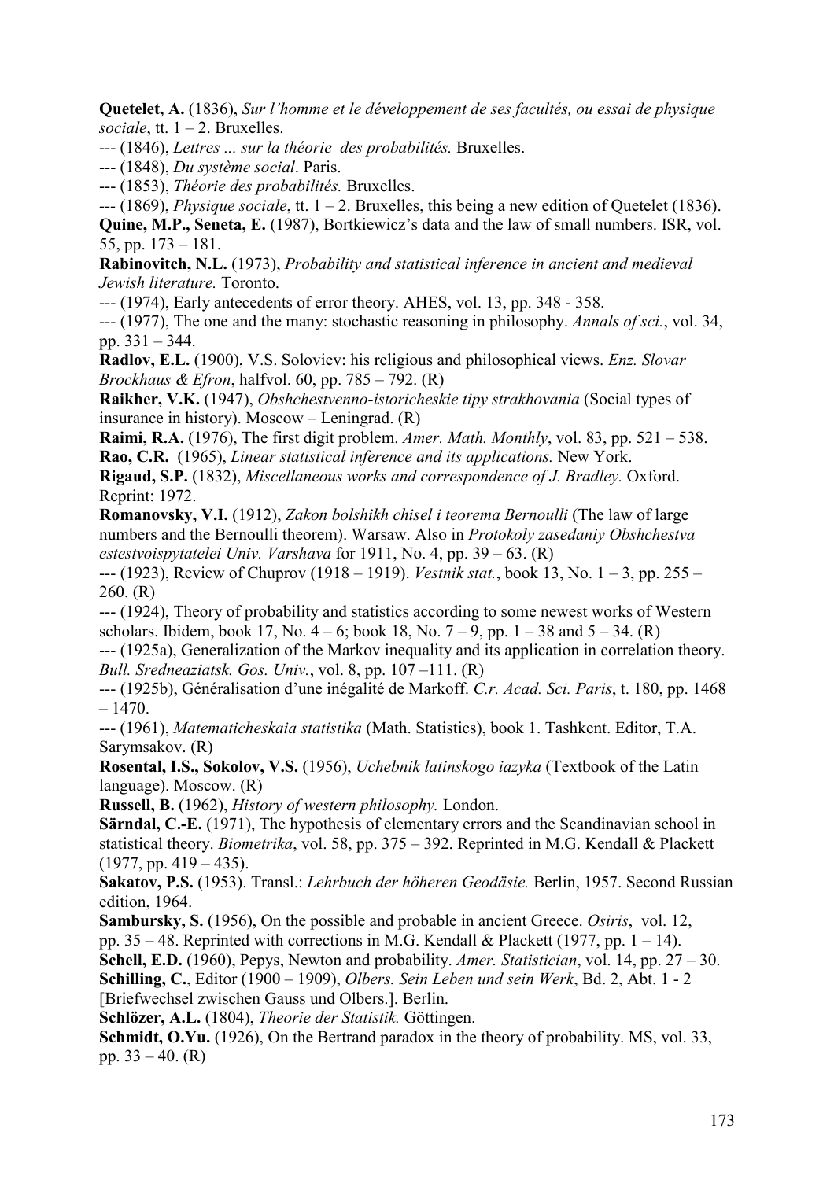**Quetelet, A.** (1836), *Sur l'homme et le développement de ses facultés, ou essai de physique sociale*, tt. 1 – 2. Bruxelles.

--- (1846), *Lettres ... sur la théorie des probabilités.* Bruxelles.

--- (1848), *Du système social*. Paris.

--- (1853), *Théorie des probabilités.* Bruxelles.

--- (1869), *Physique sociale*, tt. 1 – 2. Bruxelles, this being a new edition of Quetelet (1836).

**Quine, M.P., Seneta, E.** (1987), Bortkiewicz's data and the law of small numbers. ISR, vol. 55, pp. 173 – 181.

**Rabinovitch, N.L.** (1973), *Probability and statistical inference in ancient and medieval Jewish literature.* Toronto.

--- (1974), Early antecedents of error theory. AHES, vol. 13, pp. 348 - 358.

--- (1977), The one and the many: stochastic reasoning in philosophy. *Annals of sci.*, vol. 34, pp. 331 – 344.

**Radlov, E.L.** (1900), V.S. Soloviev: his religious and philosophical views. *Enz. Slovar Brockhaus & Efron*, halfvol. 60, pp. 785 – 792. (R)

**Raikher, V.K.** (1947), *Obshchestvenno-istoricheskie tipy strakhovania* (Social types of insurance in history). Moscow – Leningrad. (R)

**Raimi, R.A.** (1976), The first digit problem. *Amer. Math. Monthly*, vol. 83, pp. 521 – 538.

**Rao, C.R.** (1965), *Linear statistical inference and its applications.* New York.

**Rigaud, S.P.** (1832), *Miscellaneous works and correspondence of J. Bradley.* Oxford. Reprint: 1972.

**Romanovsky, V.I.** (1912), *Zakon bolshikh chisel i teorema Bernoulli* (The law of large numbers and the Bernoulli theorem). Warsaw. Also in *Protokoly zasedaniy Obshchestva estestvoispytatelei Univ. Varshava* for 1911, No. 4, pp. 39 – 63. (R)

--- (1923), Review of Chuprov (1918 – 1919). *Vestnik stat.*, book 13, No. 1 – 3, pp. 255 – 260. (R)

--- (1924), Theory of probability and statistics according to some newest works of Western scholars. Ibidem, book 17, No. 4 – 6; book 18, No. 7 – 9, pp. 1 – 38 and 5 – 34. (R)

--- (1925a), Generalization of the Markov inequality and its application in correlation theory. *Bull. Sredneaziatsk. Gos. Univ.*, vol. 8, pp. 107 –111. (R)

--- (1925b), Généralisation d'une inégalité de Markoff. *C.r. Acad. Sci. Paris*, t. 180, pp. 1468 – 1470.

--- (1961), *Matematicheskaia statistika* (Math. Statistics), book 1. Tashkent. Editor, T.A. Sarymsakov. (R)

**Rosental, I.S., Sokolov, V.S.** (1956), *Uchebnik latinskogo iazyka* (Textbook of the Latin language). Moscow. (R)

**Russell, B.** (1962), *History of western philosophy.* London.

**Särndal, C.-E.** (1971), The hypothesis of elementary errors and the Scandinavian school in statistical theory. *Biometrika*, vol. 58, pp. 375 – 392. Reprinted in M.G. Kendall & Plackett (1977, pp. 419 – 435).

**Sakatov, P.S.** (1953). Transl.: *Lehrbuch der höheren Geodäsie.* Berlin, 1957. Second Russian edition, 1964.

**Sambursky, S.** (1956), On the possible and probable in ancient Greece. *Osiris*, vol. 12, pp. 35 – 48. Reprinted with corrections in M.G. Kendall & Plackett (1977, pp. 1 – 14).

**Schell, E.D.** (1960), Pepys, Newton and probability. *Amer. Statistician*, vol. 14, pp. 27 – 30.

**Schilling, C.**, Editor (1900 – 1909), *Olbers. Sein Leben und sein Werk*, Bd. 2, Abt. 1 - 2 [Briefwechsel zwischen Gauss und Olbers.]. Berlin.

**Schlözer, A.L.** (1804), *Theorie der Statistik.* Göttingen.

**Schmidt, O.Yu.** (1926), On the Bertrand paradox in the theory of probability. MS, vol. 33, pp. 33 – 40. (R)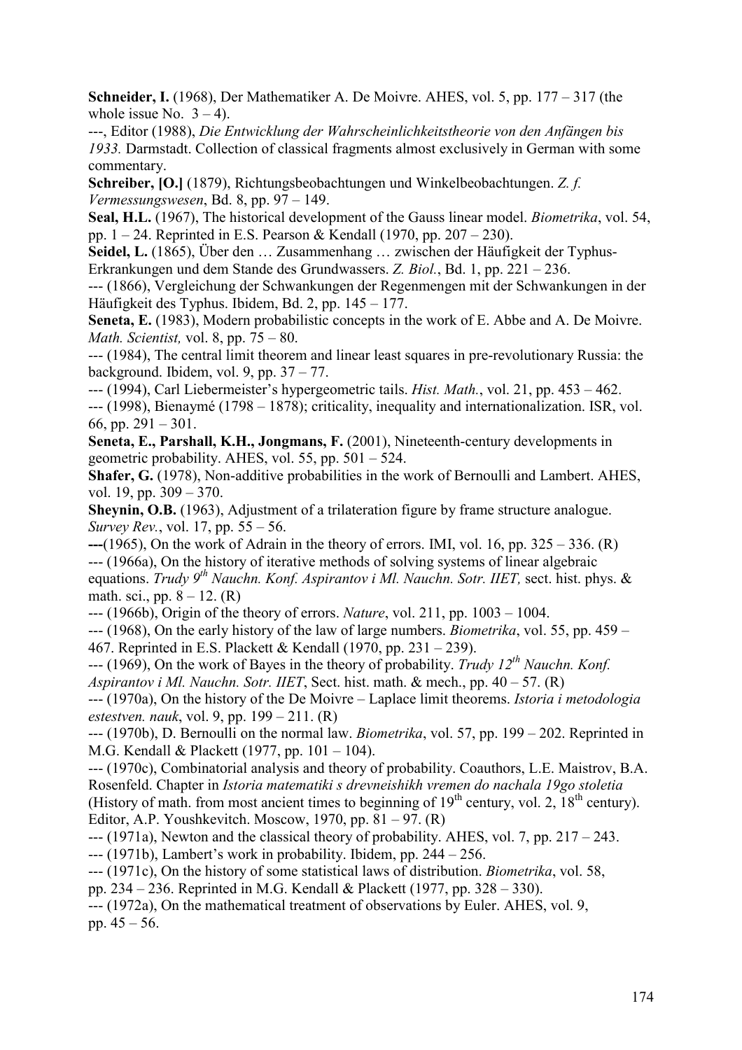**Schneider, I.** (1968), Der Mathematiker A. De Moivre. AHES, vol. 5, pp. 177 – 317 (the whole issue No. 3 – 4).

---, Editor (1988), *Die Entwicklung der Wahrscheinlichkeitstheorie von den Anfängen bis 1933.* Darmstadt. Collection of classical fragments almost exclusively in German with some commentary.

**Schreiber, [O.]** (1879), Richtungsbeobachtungen und Winkelbeobachtungen. *Z. f. Vermessungswesen*, Bd. 8, pp. 97 – 149.

**Seal, H.L.** (1967), The historical development of the Gauss linear model. *Biometrika*, vol. 54, pp. 1 – 24. Reprinted in E.S. Pearson & Kendall (1970, pp. 207 – 230).

**Seidel, L.** (1865), Über den … Zusammenhang … zwischen der Häufigkeit der Typhus-Erkrankungen und dem Stande des Grundwassers. *Z. Biol.*, Bd. 1, pp. 221 – 236.

--- (1866), Vergleichung der Schwankungen der Regenmengen mit der Schwankungen in der Häufigkeit des Typhus. Ibidem, Bd. 2, pp. 145 – 177.

**Seneta, E.** (1983), Modern probabilistic concepts in the work of E. Abbe and A. De Moivre. *Math. Scientist,* vol. 8, pp. 75 – 80.

--- (1984), The central limit theorem and linear least squares in pre-revolutionary Russia: the background. Ibidem, vol. 9, pp. 37 – 77.

--- (1994), Carl Liebermeister's hypergeometric tails. *Hist. Math.*, vol. 21, pp. 453 – 462.

--- (1998), Bienaymé (1798 – 1878); criticality, inequality and internationalization. ISR, vol. 66, pp. 291 – 301.

**Seneta, E., Parshall, K.H., Jongmans, F.** (2001), Nineteenth-century developments in geometric probability. AHES, vol. 55, pp. 501 – 524.

**Shafer, G.** (1978), Non-additive probabilities in the work of Bernoulli and Lambert. AHES, vol. 19, pp. 309 – 370.

**Sheynin, O.B.** (1963), Adjustment of a trilateration figure by frame structure analogue. *Survey Rev.*, vol. 17, pp. 55 – 56.

**---**(1965), On the work of Adrain in the theory of errors. IMI, vol. 16, pp. 325 – 336. (R)

--- (1966a), On the history of iterative methods of solving systems of linear algebraic equations. *Trudy 9th Nauchn. Konf. Aspirantov i Ml. Nauchn. Sotr. IIET,* sect. hist. phys. & math. sci., pp. 8 – 12. (R)

--- (1966b), Origin of the theory of errors. *Nature*, vol. 211, pp. 1003 – 1004.

--- (1968), On the early history of the law of large numbers. *Biometrika*, vol. 55, pp. 459 – 467. Reprinted in E.S. Plackett & Kendall (1970, pp. 231 – 239).

--- (1969), On the work of Bayes in the theory of probability. *Trudy 12th Nauchn. Konf. Aspirantov i Ml. Nauchn. Sotr. IIET*, Sect. hist. math. & mech., pp. 40 – 57. (R)

--- (1970a), On the history of the De Moivre – Laplace limit theorems. *Istoria i metodologia estestven. nauk*, vol. 9, pp. 199 – 211. (R)

--- (1970b), D. Bernoulli on the normal law. *Biometrika*, vol. 57, pp. 199 – 202. Reprinted in M.G. Kendall & Plackett (1977, pp. 101 – 104).

--- (1970c), Combinatorial analysis and theory of probability. Coauthors, L.E. Maistrov, B.A. Rosenfeld. Chapter in *Istoria matematiki s drevneishikh vremen do nachala 19go stoletia* (History of math. from most ancient times to beginning of 19th century, vol. 2, 18th century). Editor, A.P. Youshkevitch. Moscow, 1970, pp. 81 – 97. (R)

--- (1971a), Newton and the classical theory of probability. AHES, vol. 7, pp. 217 – 243.

--- (1971b), Lambert's work in probability. Ibidem, pp. 244 – 256.

--- (1971c), On the history of some statistical laws of distribution. *Biometrika*, vol. 58, pp. 234 – 236. Reprinted in M.G. Kendall & Plackett (1977, pp. 328 – 330).

--- (1972a), On the mathematical treatment of observations by Euler. AHES, vol. 9, pp. 45 – 56.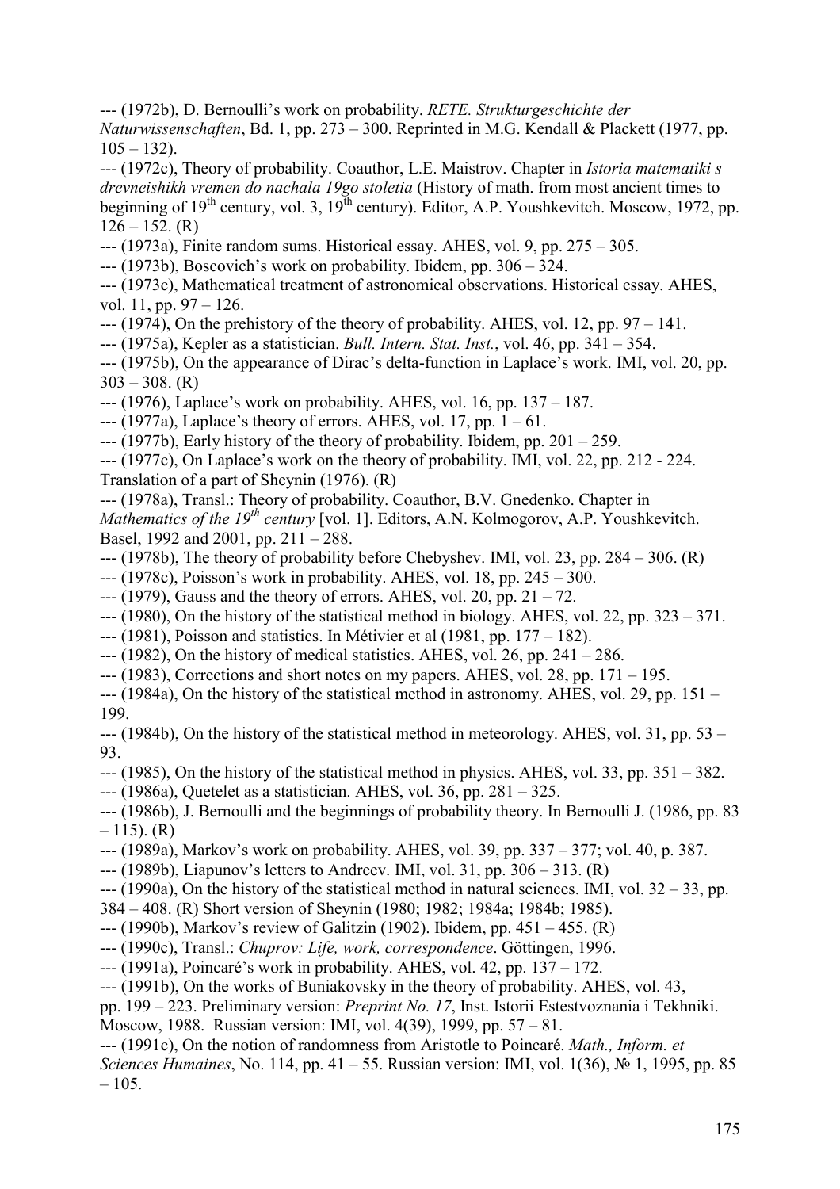--- (1972b), D. Bernoulli's work on probability. *RETE. Strukturgeschichte der Naturwissenschaften*, Bd. 1, pp. 273 – 300. Reprinted in M.G. Kendall & Plackett (1977, pp. 105 – 132).

--- (1972c), Theory of probability. Coauthor, L.E. Maistrov. Chapter in *Istoria matematiki s drevneishikh vremen do nachala 19go stoletia* (History of math. from most ancient times to beginning of 19th century, vol. 3, 19th century). Editor, A.P. Youshkevitch. Moscow, 1972, pp. 126 – 152. (R)

--- (1973a), Finite random sums. Historical essay. AHES, vol. 9, pp. 275 – 305.

--- (1973b), Boscovich's work on probability. Ibidem, pp. 306 – 324.

--- (1973c), Mathematical treatment of astronomical observations. Historical essay. AHES, vol. 11, pp. 97 – 126.

--- (1974), On the prehistory of the theory of probability. AHES, vol. 12, pp. 97 – 141.

--- (1975a), Kepler as a statistician. *Bull. Intern. Stat. Inst.*, vol. 46, pp. 341 – 354.

--- (1975b), On the appearance of Dirac's delta-function in Laplace's work. IMI, vol. 20, pp. 303 – 308. (R)

--- (1976), Laplace's work on probability. AHES, vol. 16, pp. 137 – 187.

--- (1977a), Laplace's theory of errors. AHES, vol. 17, pp. 1 – 61.

--- (1977b), Early history of the theory of probability. Ibidem, pp. 201 – 259.

--- (1977c), On Laplace's work on the theory of probability. IMI, vol. 22, pp. 212 - 224. Translation of a part of Sheynin (1976). (R)

--- (1978a), Transl.: Theory of probability. Coauthor, B.V. Gnedenko. Chapter in *Mathematics of the 19th century* [vol. 1]. Editors, A.N. Kolmogorov, A.P. Youshkevitch. Basel, 1992 and 2001, pp. 211 – 288.

--- (1978b), The theory of probability before Chebyshev. IMI, vol. 23, pp. 284 – 306. (R)

--- (1978c), Poisson's work in probability. AHES, vol. 18, pp. 245 – 300.

--- (1979), Gauss and the theory of errors. AHES, vol. 20, pp. 21 – 72.

--- (1980), On the history of the statistical method in biology. AHES, vol. 22, pp. 323 – 371.

--- (1981), Poisson and statistics. In Métivier et al (1981, pp. 177 – 182).

--- (1982), On the history of medical statistics. AHES, vol. 26, pp. 241 – 286.

--- (1983), Corrections and short notes on my papers. AHES, vol. 28, pp. 171 – 195.

--- (1984a), On the history of the statistical method in astronomy. AHES, vol. 29, pp. 151 – 199.

--- (1984b), On the history of the statistical method in meteorology. AHES, vol. 31, pp. 53 – 93.

--- (1985), On the history of the statistical method in physics. AHES, vol. 33, pp. 351 – 382.

--- (1986a), Quetelet as a statistician. AHES, vol. 36, pp. 281 – 325.

--- (1986b), J. Bernoulli and the beginnings of probability theory. In Bernoulli J. (1986, pp. 83 – 115). (R)

--- (1989a), Markov's work on probability. AHES, vol. 39, pp. 337 – 377; vol. 40, p. 387.

--- (1989b), Liapunov's letters to Andreev. IMI, vol. 31, pp. 306 – 313. (R)

--- (1990a), On the history of the statistical method in natural sciences. IMI, vol. 32 – 33, pp. 384 – 408. (R) Short version of Sheynin (1980; 1982; 1984a; 1984b; 1985).

--- (1990b), Markov's review of Galitzin (1902). Ibidem, pp. 451 – 455. (R)

--- (1990c), Transl.: *Chuprov: Life, work, correspondence*. Göttingen, 1996.

--- (1991a), Poincaré's work in probability. AHES, vol. 42, pp. 137 – 172.

--- (1991b), On the works of Buniakovsky in the theory of probability. AHES, vol. 43, pp. 199 – 223. Preliminary version: *Preprint No. 17*, Inst. Istorii Estestvoznania i Tekhniki. Moscow, 1988. Russian version: IMI, vol. 4(39), 1999, pp. 57 – 81.

--- (1991c), On the notion of randomness from Aristotle to Poincaré. *Math., Inform. et Sciences Humaines*, No. 114, pp. 41 – 55. Russian version: IMI, vol. 1(36), № 1, 1995, pp. 85 – 105.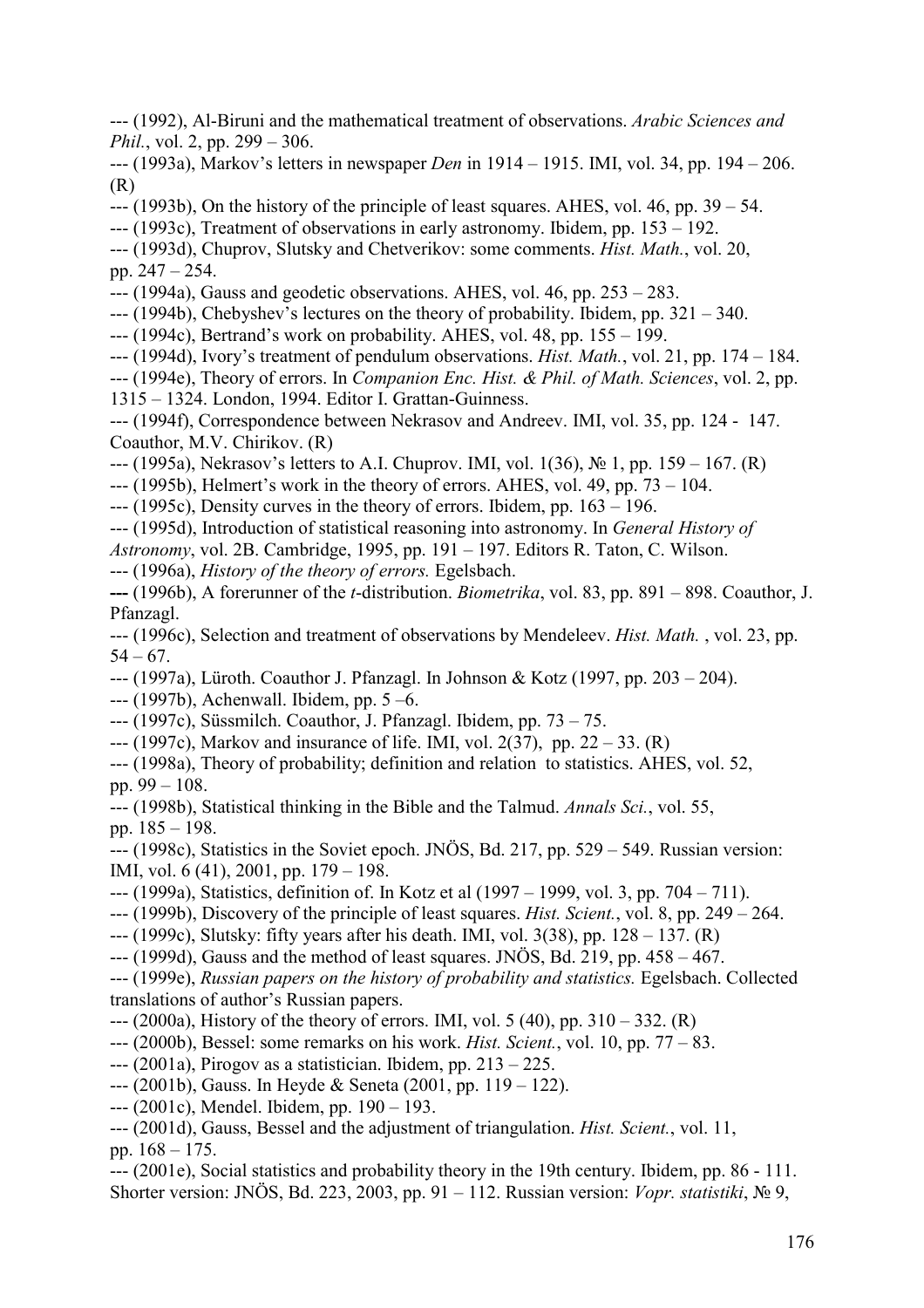--- (1992), Al-Biruni and the mathematical treatment of observations. *Arabic Sciences and Phil.*, vol. 2, pp. 299 – 306.

--- (1993a), Markov's letters in newspaper *Den* in 1914 – 1915. IMI, vol. 34, pp. 194 – 206. (R)

--- (1993b), On the history of the principle of least squares. AHES, vol. 46, pp. 39 – 54.

--- (1993c), Treatment of observations in early astronomy. Ibidem, pp. 153 – 192.

--- (1993d), Chuprov, Slutsky and Chetverikov: some comments. *Hist. Math.*, vol. 20, pp. 247 – 254.

--- (1994a), Gauss and geodetic observations. AHES, vol. 46, pp. 253 – 283.

--- (1994b), Chebyshev's lectures on the theory of probability. Ibidem, pp. 321 – 340.

--- (1994c), Bertrand's work on probability. AHES, vol. 48, pp. 155 – 199.

--- (1994d), Ivory's treatment of pendulum observations. *Hist. Math.*, vol. 21, pp. 174 – 184.

--- (1994e), Theory of errors. In *Companion Enc. Hist. & Phil. of Math. Sciences*, vol. 2, pp. 1315 – 1324. London, 1994. Editor I. Grattan-Guinness.

--- (1994f), Correspondence between Nekrasov and Andreev. IMI, vol. 35, pp. 124 - 147. Coauthor, M.V. Chirikov. (R)

--- (1995a), Nekrasov's letters to A.I. Chuprov. IMI, vol. 1(36), № 1, pp. 159 – 167. (R)

--- (1995b), Helmert's work in the theory of errors. AHES, vol. 49, pp. 73 – 104.

--- (1995c), Density curves in the theory of errors. Ibidem, pp. 163 – 196.

--- (1995d), Introduction of statistical reasoning into astronomy. In *General History of Astronomy*, vol. 2B. Cambridge, 1995, pp. 191 – 197. Editors R. Taton, C. Wilson.

--- (1996a), *History of the theory of errors.* Egelsbach.

--- (1996b), A forerunner of the *t*-distribution. *Biometrika*, vol. 83, pp. 891 – 898. Coauthor, J. Pfanzagl.

--- (1996c), Selection and treatment of observations by Mendeleev. *Hist. Math.* , vol. 23, pp. 54 – 67.

--- (1997a), Lüroth. Coauthor J. Pfanzagl. In Johnson & Kotz (1997, pp. 203 – 204).

--- (1997b), Achenwall. Ibidem, pp. 5 –6.

--- (1997c), Süssmilch. Coauthor, J. Pfanzagl. Ibidem, pp. 73 – 75.

--- (1997c), Markov and insurance of life. IMI, vol. 2(37), pp. 22 – 33. (R)

--- (1998a), Theory of probability; definition and relation to statistics. AHES, vol. 52, pp. 99 – 108.

--- (1998b), Statistical thinking in the Bible and the Talmud. *Annals Sci.*, vol. 55, pp. 185 – 198.

--- (1998c), Statistics in the Soviet epoch. JNÖS, Bd. 217, pp. 529 – 549. Russian version: IMI, vol. 6 (41), 2001, pp. 179 – 198.

--- (1999a), Statistics, definition of. In Kotz et al (1997 – 1999, vol. 3, pp. 704 – 711).

--- (1999b), Discovery of the principle of least squares. *Hist. Scient.*, vol. 8, pp. 249 – 264.

--- (1999c), Slutsky: fifty years after his death. IMI, vol. 3(38), pp. 128 – 137. (R)

--- (1999d), Gauss and the method of least squares. JNÖS, Bd. 219, pp. 458 – 467.

--- (1999e), *Russian papers on the history of probability and statistics.* Egelsbach. Collected translations of author's Russian papers.

--- (2000a), History of the theory of errors. IMI, vol. 5 (40), pp. 310 – 332. (R)

--- (2000b), Bessel: some remarks on his work. *Hist. Scient.*, vol. 10, pp. 77 – 83.

--- (2001a), Pirogov as a statistician. Ibidem, pp. 213 – 225.

--- (2001b), Gauss. In Heyde & Seneta (2001, pp. 119 – 122).

--- (2001c), Mendel. Ibidem, pp. 190 – 193.

--- (2001d), Gauss, Bessel and the adjustment of triangulation. *Hist. Scient.*, vol. 11, pp. 168 – 175.

--- (2001e), Social statistics and probability theory in the 19th century. Ibidem, pp. 86 - 111. Shorter version: JNÖS, Bd. 223, 2003, pp. 91 – 112. Russian version: *Vopr. statistiki*, № 9,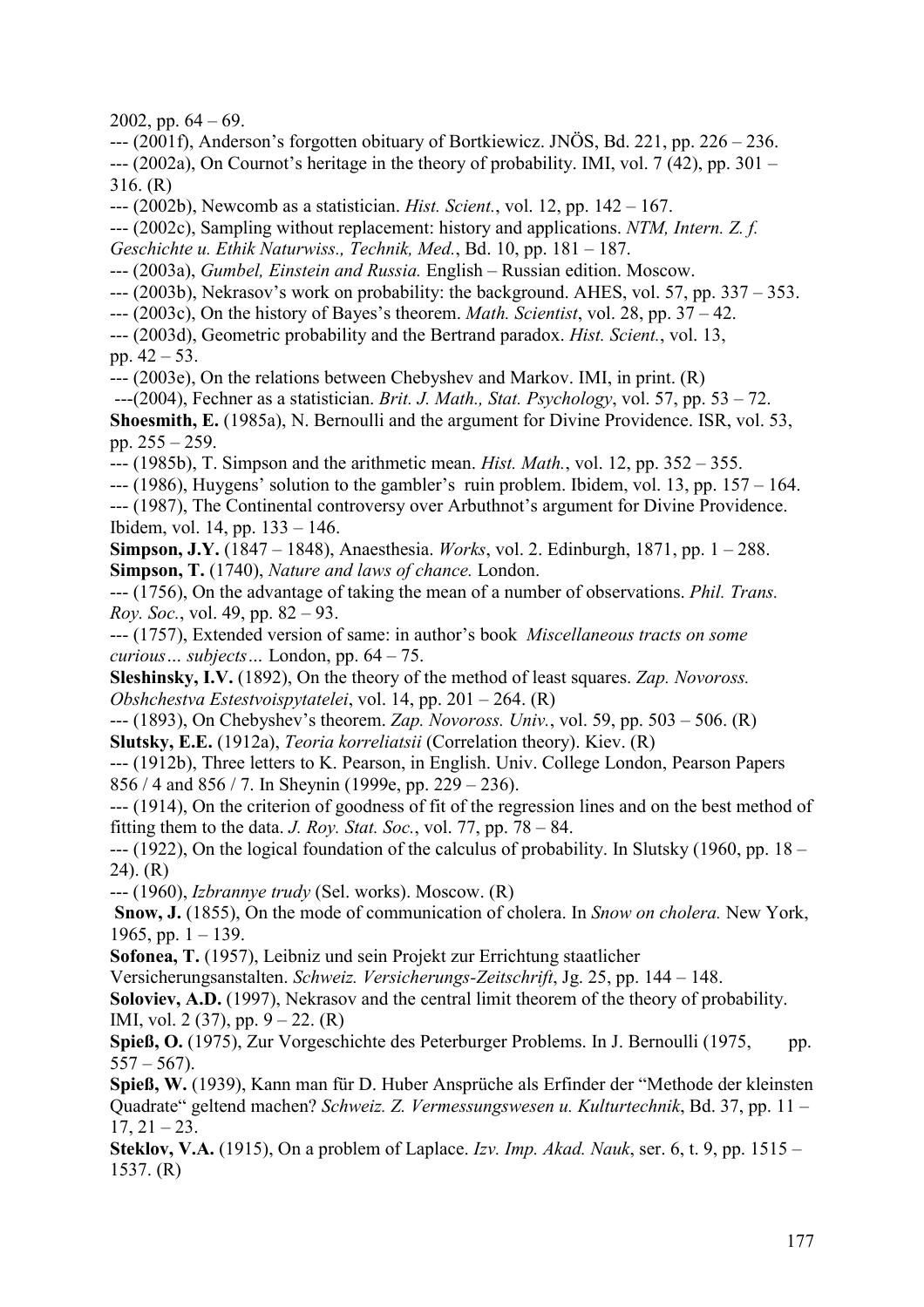2002, pp. 64 – 69.

--- (2001f), Anderson's forgotten obituary of Bortkiewicz. JNÖS, Bd. 221, pp. 226 – 236.

--- (2002a), On Cournot's heritage in the theory of probability. IMI, vol. 7 (42), pp. 301 – 316. (R)

--- (2002b), Newcomb as a statistician. *Hist. Scient.*, vol. 12, pp. 142 – 167.

--- (2002c), Sampling without replacement: history and applications. *NTM, Intern. Z. f. Geschichte u. Ethik Naturwiss., Technik, Med.*, Bd. 10, pp. 181 – 187.

--- (2003a), *Gumbel, Einstein and Russia.* English – Russian edition. Moscow.

--- (2003b), Nekrasov's work on probability: the background. AHES, vol. 57, pp. 337 – 353.

--- (2003c), On the history of Bayes's theorem. *Math. Scientist*, vol. 28, pp. 37 – 42.

--- (2003d), Geometric probability and the Bertrand paradox. *Hist. Scient.*, vol. 13, pp. 42 – 53.

--- (2003e), On the relations between Chebyshev and Markov. IMI, in print. (R)

---(2004), Fechner as a statistician. *Brit. J. Math., Stat. Psychology*, vol. 57, pp. 53 – 72.

**Shoesmith, E.** (1985a), N. Bernoulli and the argument for Divine Providence. ISR, vol. 53, pp. 255 – 259.

--- (1985b), T. Simpson and the arithmetic mean. *Hist. Math.*, vol. 12, pp. 352 – 355.

--- (1986), Huygens' solution to the gambler's ruin problem. Ibidem, vol. 13, pp. 157 – 164.

--- (1987), The Continental controversy over Arbuthnot's argument for Divine Providence. Ibidem, vol. 14, pp. 133 – 146.

**Simpson, J.Y.** (1847 – 1848), Anaesthesia. *Works*, vol. 2. Edinburgh, 1871, pp. 1 – 288.

**Simpson, T.** (1740), *Nature and laws of chance.* London.

--- (1756), On the advantage of taking the mean of a number of observations. *Phil. Trans. Roy. Soc.*, vol. 49, pp. 82 – 93.

--- (1757), Extended version of same: in author's book *Miscellaneous tracts on some curious… subjects…* London, pp. 64 – 75.

**Sleshinsky, I.V.** (1892), On the theory of the method of least squares. *Zap. Novoross. Obshchestva Estestvoispytatelei*, vol. 14, pp. 201 – 264. (R)

--- (1893), On Chebyshev's theorem. *Zap. Novoross. Univ.*, vol. 59, pp. 503 – 506. (R)

**Slutsky, E.E.** (1912a), *Teoria korreliatsii* (Correlation theory). Kiev. (R)

--- (1912b), Three letters to K. Pearson, in English. Univ. College London, Pearson Papers 856 / 4 and 856 / 7. In Sheynin (1999e, pp. 229 – 236).

--- (1914), On the criterion of goodness of fit of the regression lines and on the best method of fitting them to the data. *J. Roy. Stat. Soc.*, vol. 77, pp. 78 – 84.

--- (1922), On the logical foundation of the calculus of probability. In Slutsky (1960, pp. 18 – 24). (R)

--- (1960), *Izbrannye trudy* (Sel. works). Moscow. (R)

**Snow, J.** (1855), On the mode of communication of cholera. In *Snow on cholera.* New York, 1965, pp. 1 – 139.

**Sofonea, T.** (1957), Leibniz und sein Projekt zur Errichtung staatlicher Versicherungsanstalten. *Schweiz. Versicherungs-Zeitschrift*, Jg. 25, pp. 144 – 148.

**Soloviev, A.D.** (1997), Nekrasov and the central limit theorem of the theory of probability. IMI, vol. 2 (37), pp. 9 – 22. (R)

**Spieß, O.** (1975), Zur Vorgeschichte des Peterburger Problems. In J. Bernoulli (1975, pp. 557 – 567).

**Spieß, W.** (1939), Kann man für D. Huber Ansprüche als Erfinder der "Methode der kleinsten Quadrate" geltend machen? *Schweiz. Z. Vermessungswesen u. Kulturtechnik*, Bd. 37, pp. 11 – 17, 21 – 23.

**Steklov, V.A.** (1915), On a problem of Laplace. *Izv. Imp. Akad. Nauk*, ser. 6, t. 9, pp. 1515 – 1537. (R)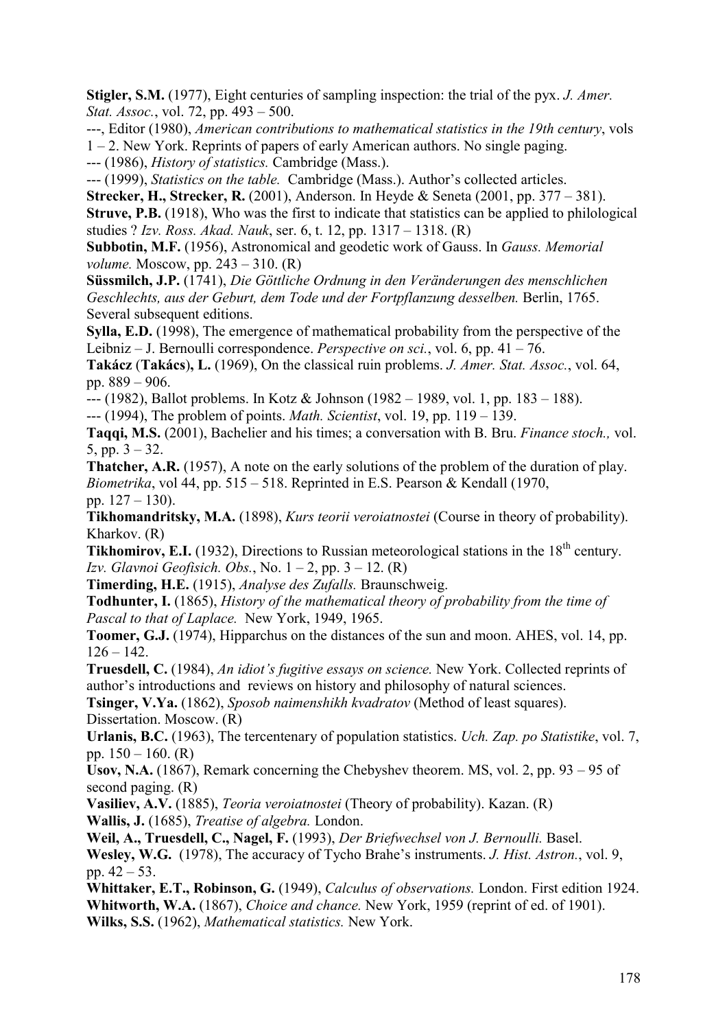**Stigler, S.M.** (1977), Eight centuries of sampling inspection: the trial of the pyx. *J. Amer. Stat. Assoc.*, vol. 72, pp. 493 – 500.

---, Editor (1980), *American contributions to mathematical statistics in the 19th century*, vols 1 – 2. New York. Reprints of papers of early American authors. No single paging.

--- (1986), *History of statistics.* Cambridge (Mass.).

--- (1999), *Statistics on the table.* Cambridge (Mass.). Author's collected articles.

**Strecker, H., Strecker, R.** (2001), Anderson. In Heyde & Seneta (2001, pp. 377 – 381).

**Struve, P.B.** (1918), Who was the first to indicate that statistics can be applied to philological studies ? *Izv. Ross. Akad. Nauk*, ser. 6, t. 12, pp. 1317 – 1318. (R)

**Subbotin, M.F.** (1956), Astronomical and geodetic work of Gauss. In *Gauss. Memorial volume.* Moscow, pp. 243 – 310. (R)

**Süssmilch, J.P.** (1741), *Die Göttliche Ordnung in den Veränderungen des menschlichen Geschlechts, aus der Geburt, dem Tode und der Fortpflanzung desselben.* Berlin, 1765. Several subsequent editions.

**Sylla, E.D.** (1998), The emergence of mathematical probability from the perspective of the Leibniz – J. Bernoulli correspondence. *Perspective on sci.*, vol. 6, pp. 41 – 76.

**Takácz** (**Takács**), **L.** (1969), On the classical ruin problems. *J. Amer. Stat. Assoc.*, vol. 64, pp. 889 – 906.

--- (1982), Ballot problems. In Kotz & Johnson (1982 – 1989, vol. 1, pp. 183 – 188).

--- (1994), The problem of points. *Math. Scientist*, vol. 19, pp. 119 – 139.

**Taqqi, M.S.** (2001), Bachelier and his times; a conversation with B. Bru. *Finance stoch.,* vol. 5, pp. 3 – 32.

**Thatcher, A.R.** (1957), A note on the early solutions of the problem of the duration of play. *Biometrika*, vol 44, pp. 515 – 518. Reprinted in E.S. Pearson & Kendall (1970, pp. 127 – 130).

**Tikhomandritsky, M.A.** (1898), *Kurs teorii veroiatnostei* (Course in theory of probability). Kharkov. (R)

**Tikhomirov, E.I.** (1932), Directions to Russian meteorological stations in the 18th century. *Izv. Glavnoi Geofisich. Obs.*, No. 1 – 2, pp. 3 – 12. (R)

**Timerding, H.E.** (1915), *Analyse des Zufalls.* Braunschweig.

**Todhunter, I.** (1865), *History of the mathematical theory of probability from the time of Pascal to that of Laplace.* New York, 1949, 1965.

**Toomer, G.J.** (1974), Hipparchus on the distances of the sun and moon. AHES, vol. 14, pp. 126 – 142.

**Truesdell, C.** (1984), *An idiot's fugitive essays on science.* New York. Collected reprints of author's introductions and reviews on history and philosophy of natural sciences.

**Tsinger, V.Ya.** (1862), *Sposob naimenshikh kvadratov* (Method of least squares). Dissertation. Moscow. (R)

**Urlanis, B.C.** (1963), The tercentenary of population statistics. *Uch. Zap. po Statistike*, vol. 7, pp. 150 – 160. (R)

**Usov, N.A.** (1867), Remark concerning the Chebyshev theorem. MS, vol. 2, pp. 93 – 95 of second paging. (R)

**Vasiliev, A.V.** (1885), *Teoria veroiatnostei* (Theory of probability). Kazan. (R)

**Wallis, J.** (1685), *Treatise of algebra.* London.

**Weil, A., Truesdell, C., Nagel, F.** (1993), *Der Briefwechsel von J. Bernoulli.* Basel.

**Wesley, W.G.** (1978), The accuracy of Tycho Brahe's instruments. *J. Hist. Astron.*, vol. 9, pp. 42 – 53.

**Whittaker, E.T., Robinson, G.** (1949), *Calculus of observations.* London. First edition 1924.

**Whitworth, W.A.** (1867), *Choice and chance.* New York, 1959 (reprint of ed. of 1901).

**Wilks, S.S.** (1962), *Mathematical statistics.* New York.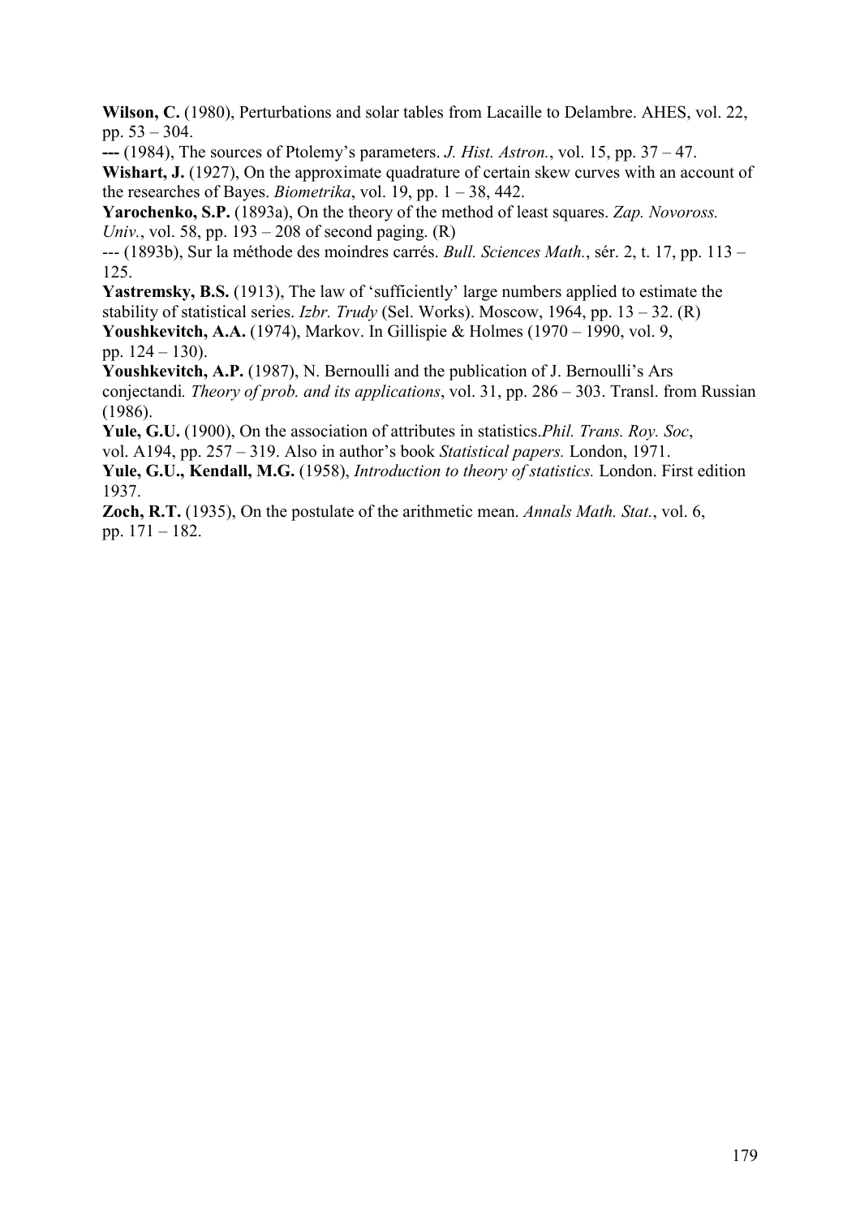**Wilson, C.** (1980), Perturbations and solar tables from Lacaille to Delambre. AHES, vol. 22, pp. 53 – 304.

**---** (1984), The sources of Ptolemy's parameters. *J. Hist. Astron.*, vol. 15, pp. 37 – 47.

**Wishart, J.** (1927), On the approximate quadrature of certain skew curves with an account of the researches of Bayes. *Biometrika*, vol. 19, pp. 1 – 38, 442.

**Yarochenko, S.P.** (1893a), On the theory of the method of least squares. *Zap. Novoross. Univ.*, vol. 58, pp. 193 – 208 of second paging. (R)

--- (1893b), Sur la méthode des moindres carrés. *Bull. Sciences Math.*, sér. 2, t. 17, pp. 113 – 125.

**Yastremsky, B.S.** (1913), The law of 'sufficiently' large numbers applied to estimate the stability of statistical series. *Izbr. Trudy* (Sel. Works). Moscow, 1964, pp. 13 – 32. (R)

**Youshkevitch, A.A.** (1974), Markov. In Gillispie & Holmes (1970 – 1990, vol. 9, pp. 124 – 130).

**Youshkevitch, A.P.** (1987), N. Bernoulli and the publication of J. Bernoulli's Ars conjectandi*. Theory of prob. and its applications*, vol. 31, pp. 286 – 303. Transl. from Russian (1986).

**Yule, G.U.** (1900), On the association of attributes in statistics.*Phil. Trans. Roy. Soc*, vol. A194, pp. 257 – 319. Also in author's book *Statistical papers.* London, 1971.

**Yule, G.U., Kendall, M.G.** (1958), *Introduction to theory of statistics.* London. First edition 1937.

**Zoch, R.T.** (1935), On the postulate of the arithmetic mean. *Annals Math. Stat.*, vol. 6, pp. 171 – 182.